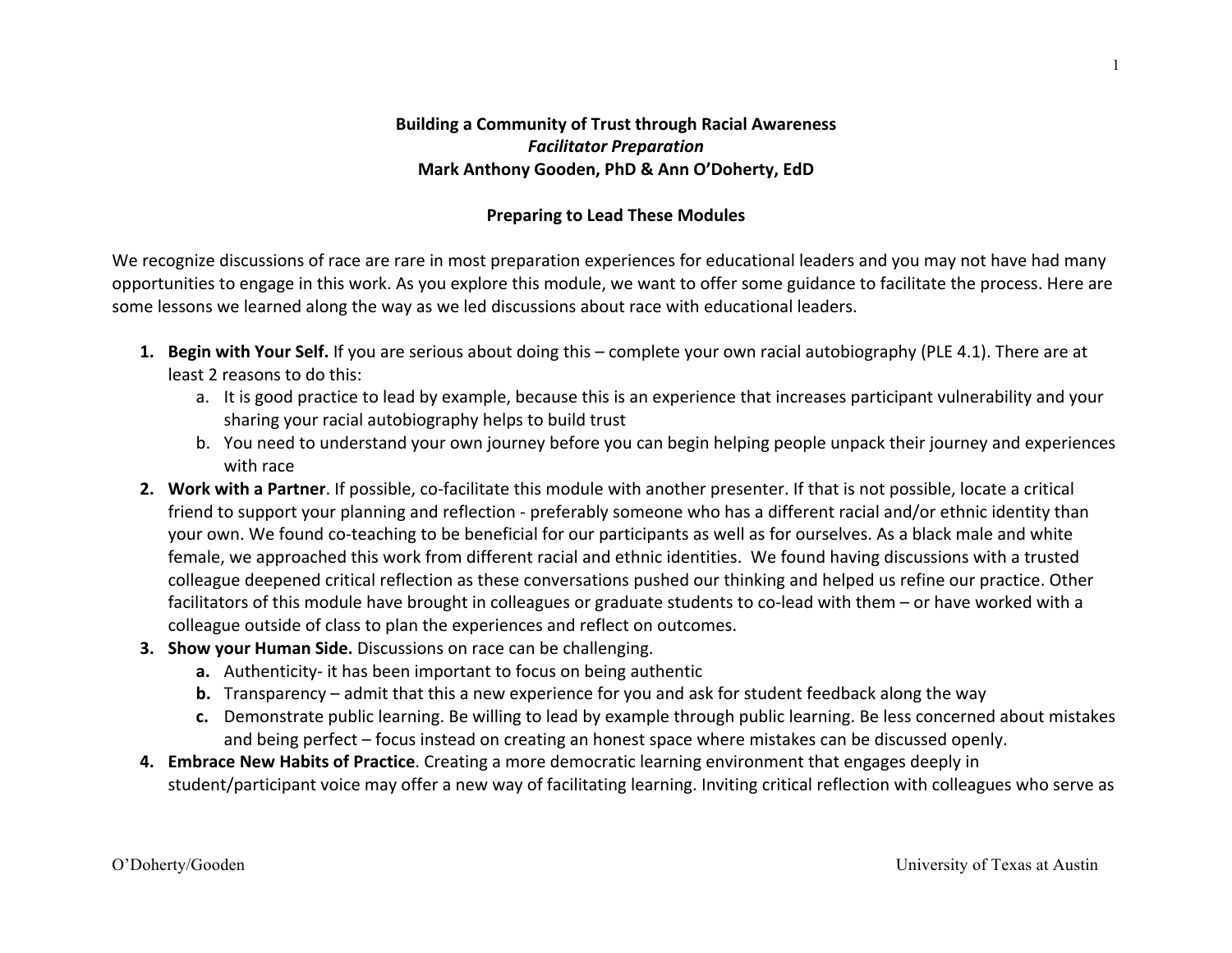**Building a Community of Trust through Racial Awareness**
***Facilitator Preparation***
**Mark Anthony Gooden, PhD & Ann O'Doherty, EdD**

## Preparing to Lead These Modules

We recognize discussions of race are rare in most preparation experiences for educational leaders and you may not have had many opportunities to engage in this work. As you explore this module, we want to offer some guidance to facilitate the process. Here are some lessons we learned along the way as we led discussions about race with educational leaders.

1. **Begin with Your Self.** If you are serious about doing this – complete your own racial autobiography (PLE 4.1). There are at least 2 reasons to do this:
   a. It is good practice to lead by example, because this is an experience that increases participant vulnerability and your sharing your racial autobiography helps to build trust
   b. You need to understand your own journey before you can begin helping people unpack their journey and experiences with race
2. **Work with a Partner**. If possible, co-facilitate this module with another presenter. If that is not possible, locate a critical friend to support your planning and reflection - preferably someone who has a different racial and/or ethnic identity than your own. We found co-teaching to be beneficial for our participants as well as for ourselves. As a black male and white female, we approached this work from different racial and ethnic identities. We found having discussions with a trusted colleague deepened critical reflection as these conversations pushed our thinking and helped us refine our practice. Other facilitators of this module have brought in colleagues or graduate students to co-lead with them – or have worked with a colleague outside of class to plan the experiences and reflect on outcomes.
3. **Show your Human Side.** Discussions on race can be challenging.
   **a.** Authenticity- it has been important to focus on being authentic
   **b.** Transparency – admit that this a new experience for you and ask for student feedback along the way
   **c.** Demonstrate public learning. Be willing to lead by example through public learning. Be less concerned about mistakes and being perfect – focus instead on creating an honest space where mistakes can be discussed openly.
4. **Embrace New Habits of Practice**. Creating a more democratic learning environment that engages deeply in student/participant voice may offer a new way of facilitating learning. Inviting critical reflection with colleagues who serve as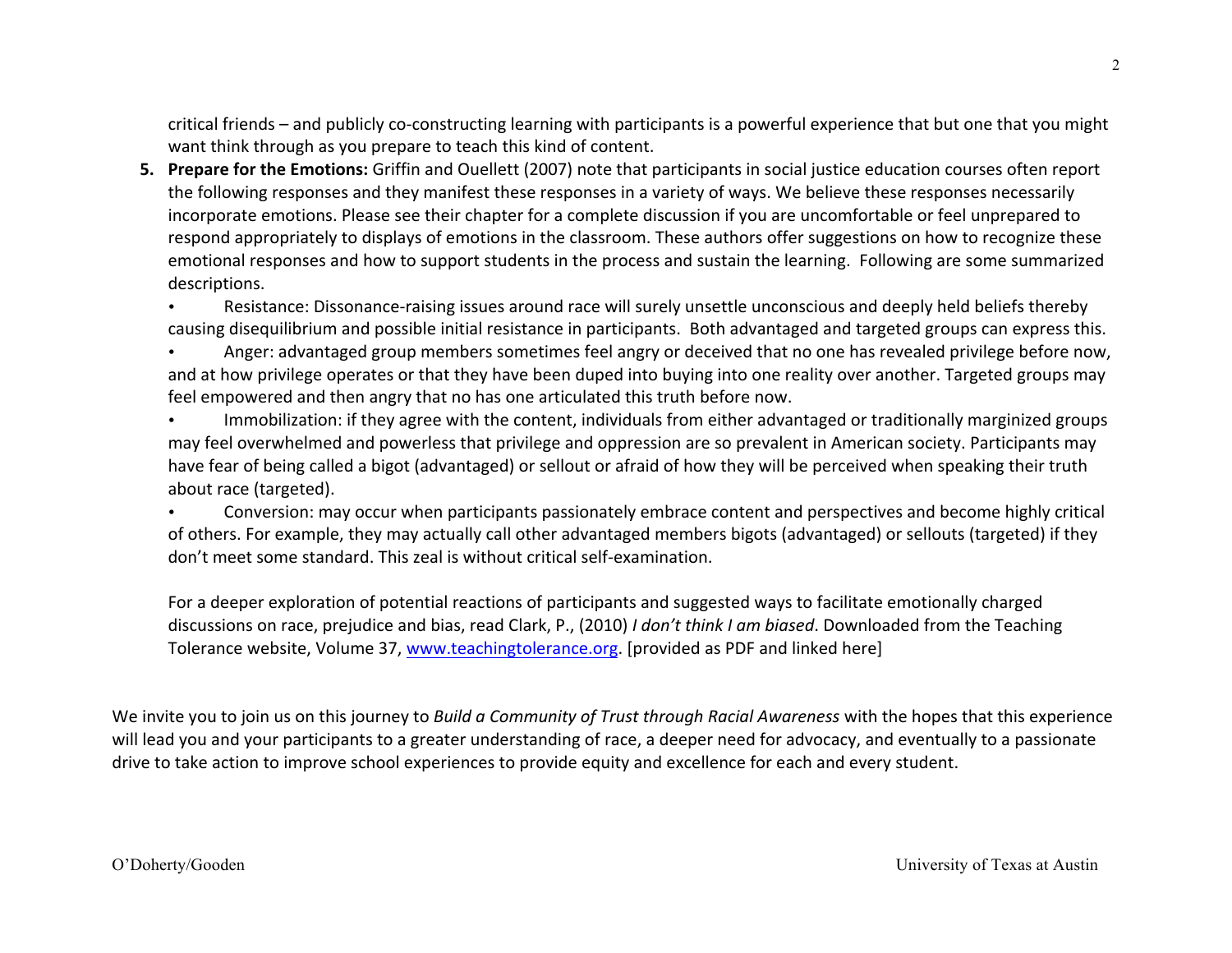critical friends – and publicly co-constructing learning with participants is a powerful experience that but one that you might want think through as you prepare to teach this kind of content.

5. **Prepare for the Emotions:** Griffin and Ouellett (2007) note that participants in social justice education courses often report the following responses and they manifest these responses in a variety of ways. We believe these responses necessarily incorporate emotions. Please see their chapter for a complete discussion if you are uncomfortable or feel unprepared to respond appropriately to displays of emotions in the classroom. These authors offer suggestions on how to recognize these emotional responses and how to support students in the process and sustain the learning. Following are some summarized descriptions.

   - Resistance: Dissonance-raising issues around race will surely unsettle unconscious and deeply held beliefs thereby causing disequilibrium and possible initial resistance in participants. Both advantaged and targeted groups can express this.
   - Anger: advantaged group members sometimes feel angry or deceived that no one has revealed privilege before now, and at how privilege operates or that they have been duped into buying into one reality over another. Targeted groups may feel empowered and then angry that no has one articulated this truth before now.
   - Immobilization: if they agree with the content, individuals from either advantaged or traditionally marginized groups may feel overwhelmed and powerless that privilege and oppression are so prevalent in American society. Participants may have fear of being called a bigot (advantaged) or sellout or afraid of how they will be perceived when speaking their truth about race (targeted).
   - Conversion: may occur when participants passionately embrace content and perspectives and become highly critical of others. For example, they may actually call other advantaged members bigots (advantaged) or sellouts (targeted) if they don't meet some standard. This zeal is without critical self-examination.

   For a deeper exploration of potential reactions of participants and suggested ways to facilitate emotionally charged discussions on race, prejudice and bias, read Clark, P., (2010) *I don't think I am biased*. Downloaded from the Teaching Tolerance website, Volume 37, [www.teachingtolerance.org](www.teachingtolerance.org). [provided as PDF and linked here]

We invite you to join us on this journey to *Build a Community of Trust through Racial Awareness* with the hopes that this experience will lead you and your participants to a greater understanding of race, a deeper need for advocacy, and eventually to a passionate drive to take action to improve school experiences to provide equity and excellence for each and every student.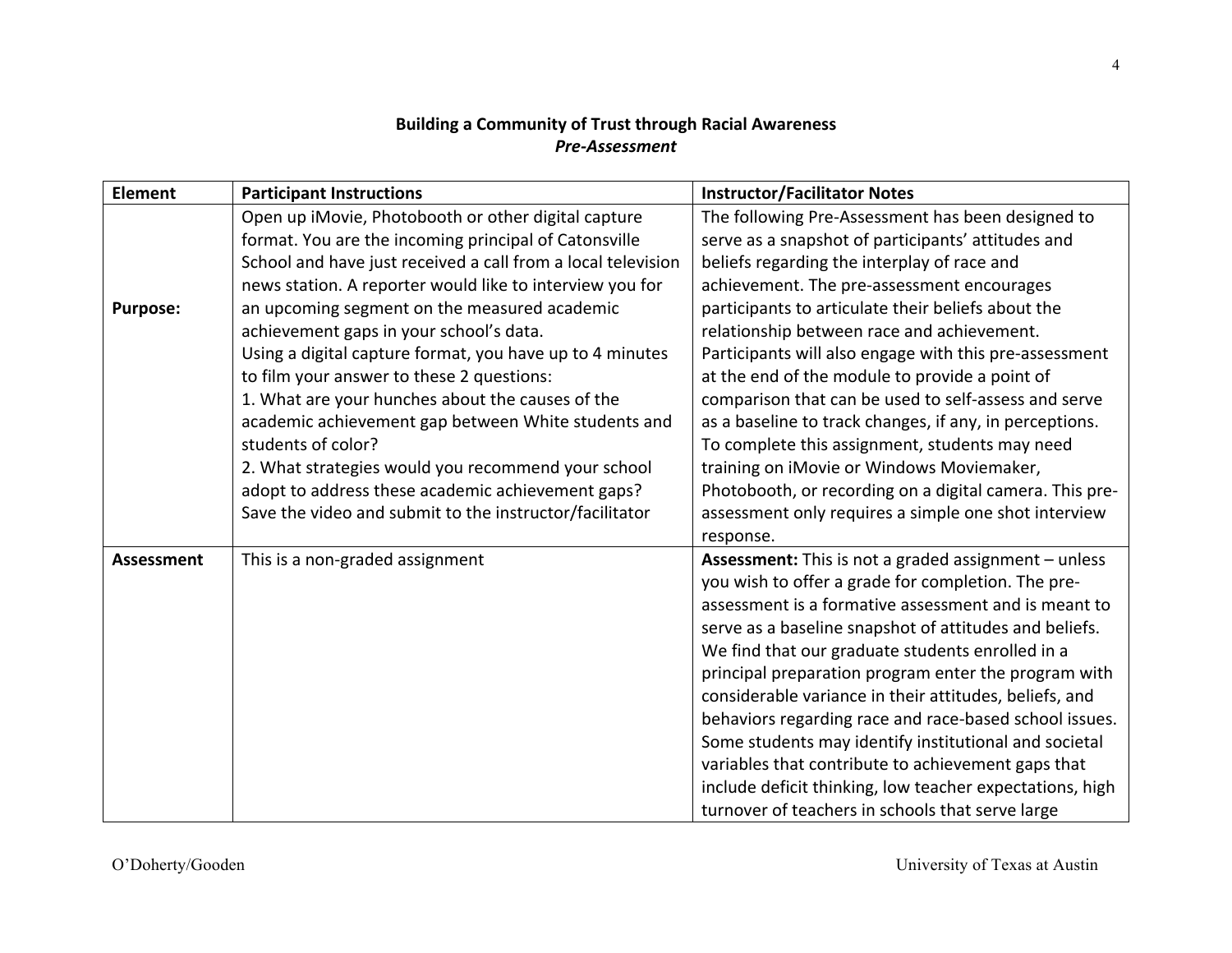**Building a Community of Trust through Racial Awareness**
***Pre-Assessment***

| Element | Participant Instructions | Instructor/Facilitator Notes |
|---|---|---|
| **Purpose:** | Open up iMovie, Photobooth or other digital capture format. You are the incoming principal of Catonsville School and have just received a call from a local television news station. A reporter would like to interview you for an upcoming segment on the measured academic achievement gaps in your school's data.<br>Using a digital capture format, you have up to 4 minutes to film your answer to these 2 questions:<br>1. What are your hunches about the causes of the academic achievement gap between White students and students of color?<br>2. What strategies would you recommend your school adopt to address these academic achievement gaps?<br>Save the video and submit to the instructor/facilitator | The following Pre-Assessment has been designed to serve as a snapshot of participants' attitudes and beliefs regarding the interplay of race and achievement. The pre-assessment encourages participants to articulate their beliefs about the relationship between race and achievement. Participants will also engage with this pre-assessment at the end of the module to provide a point of comparison that can be used to self-assess and serve as a baseline to track changes, if any, in perceptions. To complete this assignment, students may need training on iMovie or Windows Moviemaker, Photobooth, or recording on a digital camera. This pre-assessment only requires a simple one shot interview response. |
| **Assessment** | This is a non-graded assignment | **Assessment:** This is not a graded assignment – unless you wish to offer a grade for completion. The pre-assessment is a formative assessment and is meant to serve as a baseline snapshot of attitudes and beliefs. We find that our graduate students enrolled in a principal preparation program enter the program with considerable variance in their attitudes, beliefs, and behaviors regarding race and race-based school issues. Some students may identify institutional and societal variables that contribute to achievement gaps that include deficit thinking, low teacher expectations, high turnover of teachers in schools that serve large |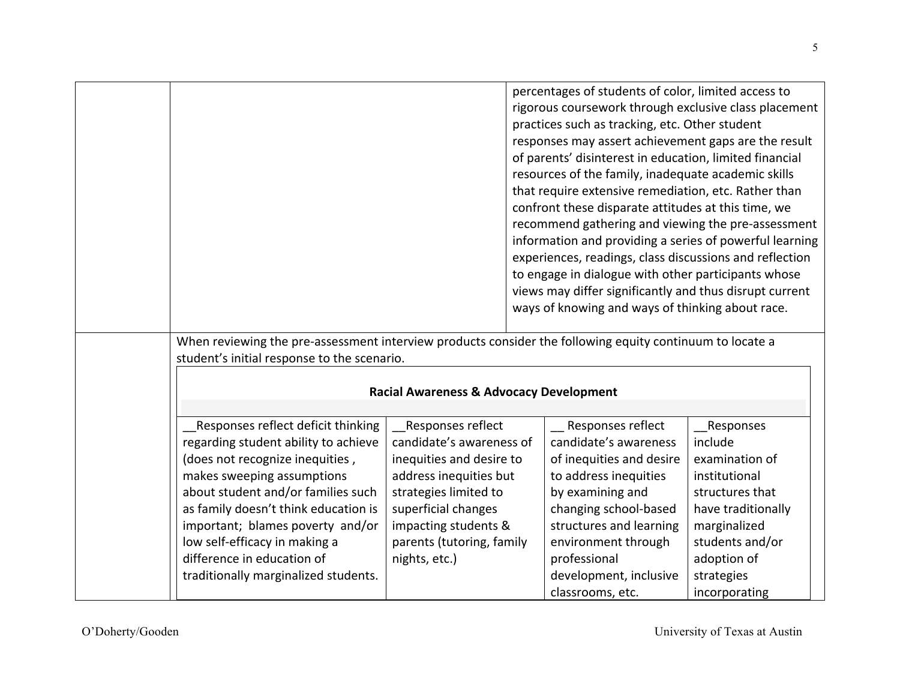| | | |
|---|---|---|
| | | percentages of students of color, limited access to rigorous coursework through exclusive class placement practices such as tracking, etc. Other student responses may assert achievement gaps are the result of parents' disinterest in education, limited financial resources of the family, inadequate academic skills that require extensive remediation, etc. Rather than confront these disparate attitudes at this time, we recommend gathering and viewing the pre-assessment information and providing a series of powerful learning experiences, readings, class discussions and reflection to engage in dialogue with other participants whose views may differ significantly and thus disrupt current ways of knowing and ways of thinking about race. |

When reviewing the pre-assessment interview products consider the following equity continuum to locate a student's initial response to the scenario.

| **Racial Awareness & Advocacy Development** | | | |
|---|---|---|---|
| __Responses reflect deficit thinking regarding student ability to achieve (does not recognize inequities , makes sweeping assumptions about student and/or families such as family doesn't think education is important; blames poverty and/or low self-efficacy in making a difference in education of traditionally marginalized students. | __Responses reflect candidate's awareness of inequities and desire to address inequities but strategies limited to superficial changes impacting students & parents (tutoring, family nights, etc.) | __ Responses reflect candidate's awareness of inequities and desire to address inequities by examining and changing school-based structures and learning environment through professional development, inclusive classrooms, etc. | __Responses include examination of institutional structures that have traditionally marginalized students and/or adoption of strategies incorporating |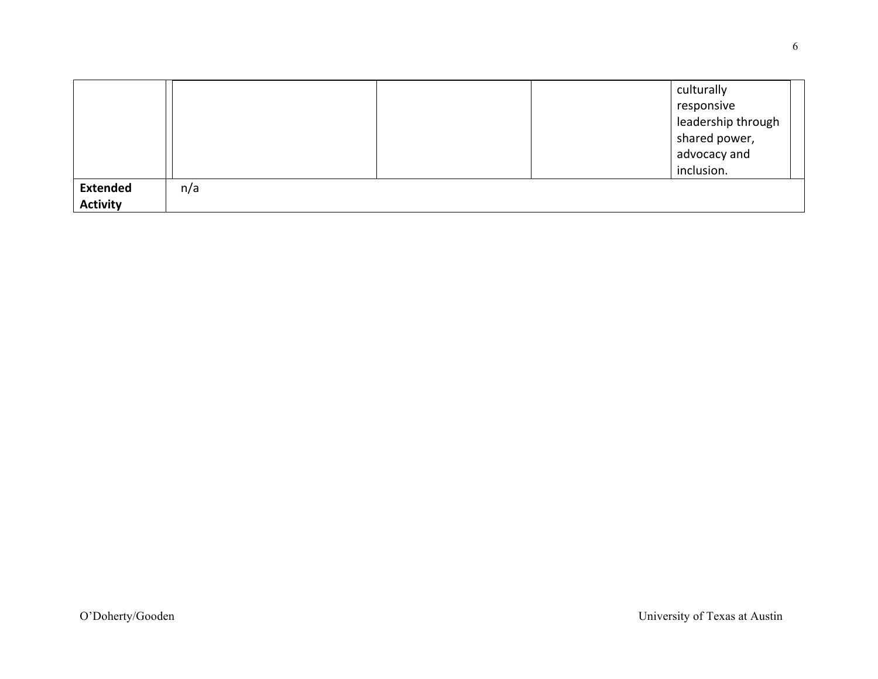| | | | | |
|---|---|---|---|---|
| | | | | culturally responsive leadership through shared power, advocacy and inclusion. |
| **Extended Activity** | n/a | | | |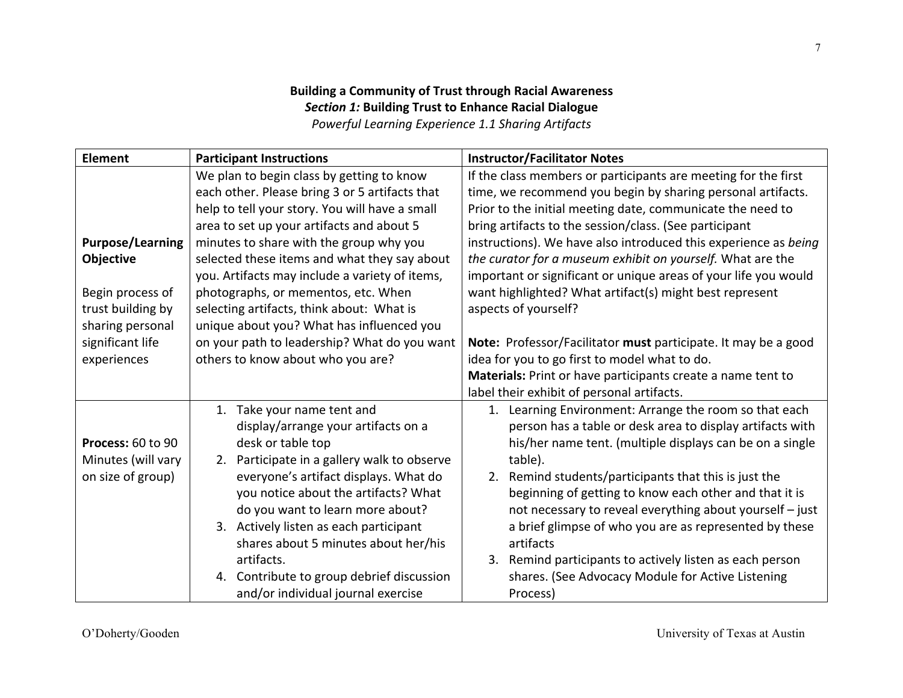**Building a Community of Trust through Racial Awareness**
***Section 1:* Building Trust to Enhance Racial Dialogue**
*Powerful Learning Experience 1.1 Sharing Artifacts*

| Element | Participant Instructions | Instructor/Facilitator Notes |
|---|---|---|
| **Purpose/Learning Objective**<br><br>Begin process of trust building by sharing personal significant life experiences | We plan to begin class by getting to know each other. Please bring 3 or 5 artifacts that help to tell your story. You will have a small area to set up your artifacts and about 5 minutes to share with the group why you selected these items and what they say about you. Artifacts may include a variety of items, photographs, or mementos, etc. When selecting artifacts, think about: What is unique about you? What has influenced you on your path to leadership? What do you want others to know about who you are? | If the class members or participants are meeting for the first time, we recommend you begin by sharing personal artifacts. Prior to the initial meeting date, communicate the need to bring artifacts to the session/class. (See participant instructions). We have also introduced this experience as *being the curator for a museum exhibit on yourself.* What are the important or significant or unique areas of your life you would want highlighted? What artifact(s) might best represent aspects of yourself?<br><br>**Note:** Professor/Facilitator **must** participate. It may be a good idea for you to go first to model what to do.<br>**Materials:** Print or have participants create a name tent to label their exhibit of personal artifacts. |
| **Process:** 60 to 90 Minutes (will vary on size of group) | 1. Take your name tent and display/arrange your artifacts on a desk or table top<br>2. Participate in a gallery walk to observe everyone's artifact displays. What do you notice about the artifacts? What do you want to learn more about?<br>3. Actively listen as each participant shares about 5 minutes about her/his artifacts.<br>4. Contribute to group debrief discussion and/or individual journal exercise | 1. Learning Environment: Arrange the room so that each person has a table or desk area to display artifacts with his/her name tent. (multiple displays can be on a single table).<br>2. Remind students/participants that this is just the beginning of getting to know each other and that it is not necessary to reveal everything about yourself – just a brief glimpse of who you are as represented by these artifacts<br>3. Remind participants to actively listen as each person shares. (See Advocacy Module for Active Listening Process) |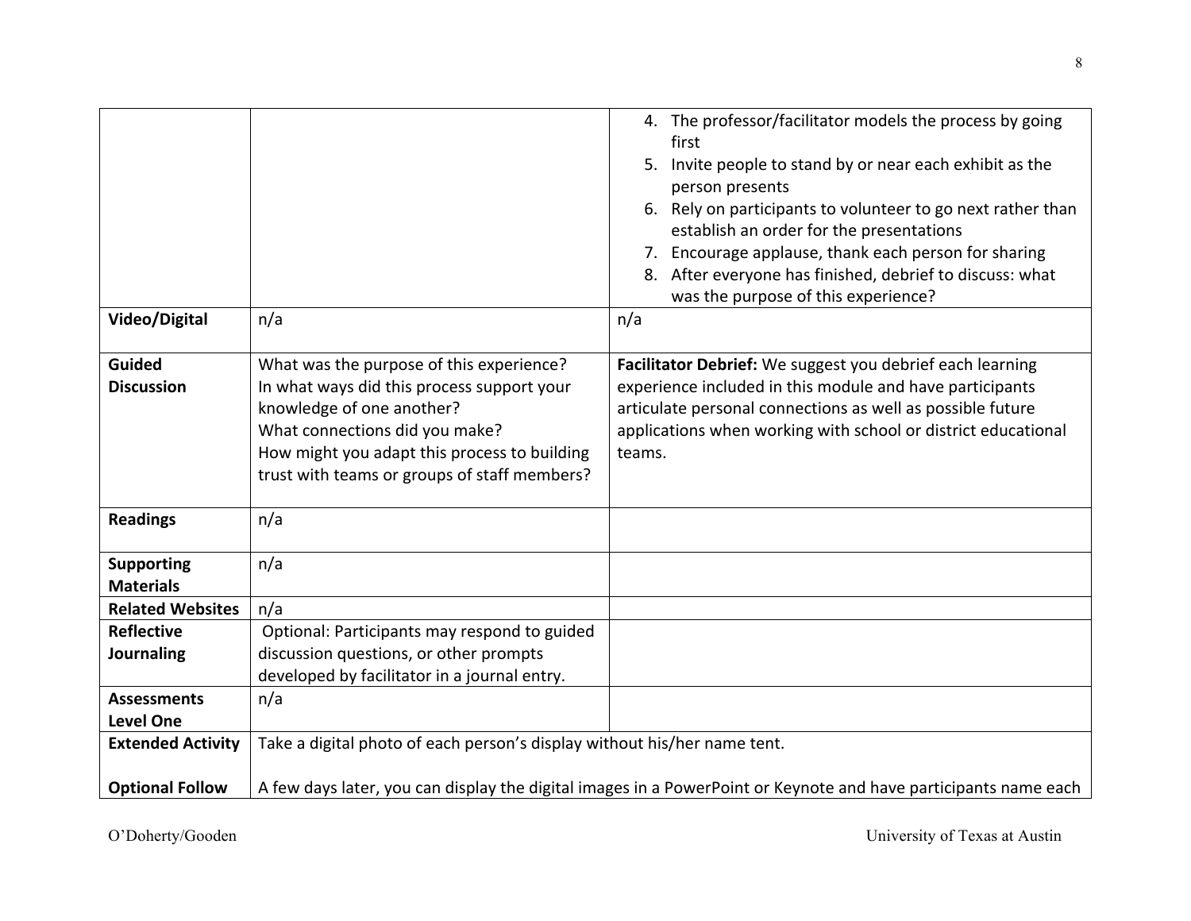| | | |
|---|---|---|
| | | 4. The professor/facilitator models the process by going first<br>5. Invite people to stand by or near each exhibit as the person presents<br>6. Rely on participants to volunteer to go next rather than establish an order for the presentations<br>7. Encourage applause, thank each person for sharing<br>8. After everyone has finished, debrief to discuss: what was the purpose of this experience? |
| **Video/Digital** | n/a | n/a |
| **Guided Discussion** | What was the purpose of this experience?<br>In what ways did this process support your knowledge of one another?<br>What connections did you make?<br>How might you adapt this process to building trust with teams or groups of staff members? | **Facilitator Debrief:** We suggest you debrief each learning experience included in this module and have participants articulate personal connections as well as possible future applications when working with school or district educational teams. |
| **Readings** | n/a | |
| **Supporting Materials** | n/a | |
| **Related Websites** | n/a | |
| **Reflective Journaling** | Optional: Participants may respond to guided discussion questions, or other prompts developed by facilitator in a journal entry. | |
| **Assessments Level One** | n/a | |
| **Extended Activity**<br><br>**Optional Follow** | Take a digital photo of each person's display without his/her name tent.<br><br>A few days later, you can display the digital images in a PowerPoint or Keynote and have participants name each | |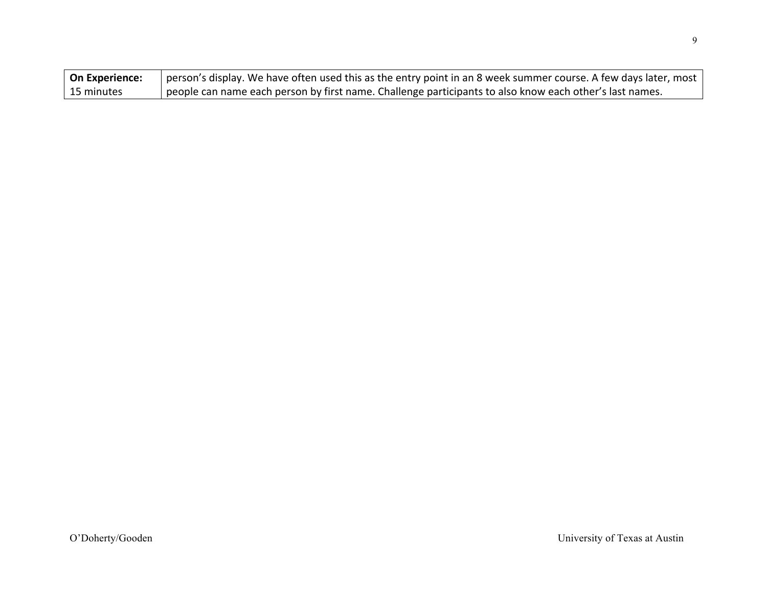| **On Experience:** 15 minutes | person's display. We have often used this as the entry point in an 8 week summer course. A few days later, most people can name each person by first name. Challenge participants to also know each other's last names. |
|---|---|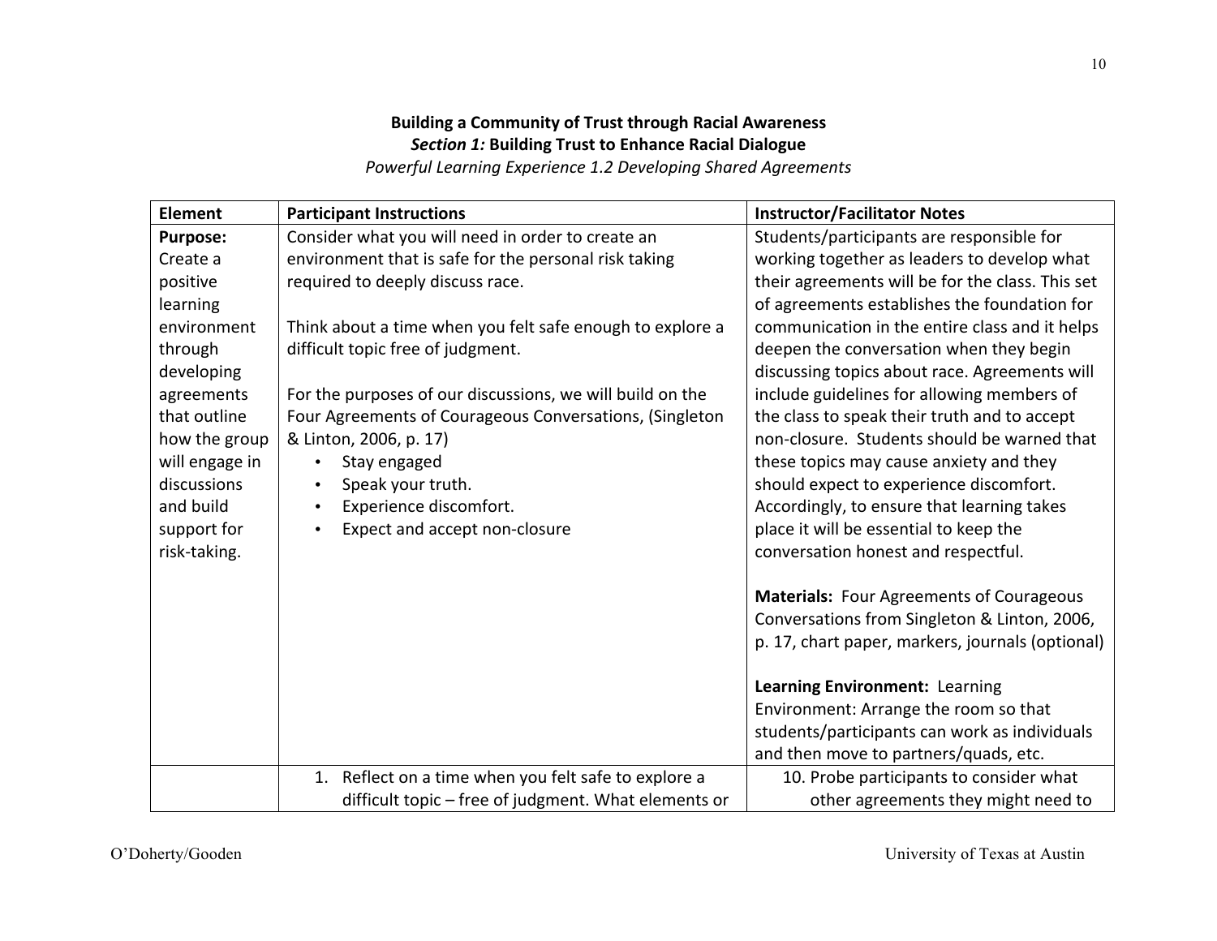**Building a Community of Trust through Racial Awareness**
***Section 1:* Building Trust to Enhance Racial Dialogue**
*Powerful Learning Experience 1.2 Developing Shared Agreements*

| Element | Participant Instructions | Instructor/Facilitator Notes |
|---|---|---|
| **Purpose:** Create a positive learning environment through developing agreements that outline how the group will engage in discussions and build support for risk-taking. | Consider what you will need in order to create an environment that is safe for the personal risk taking required to deeply discuss race.<br><br>Think about a time when you felt safe enough to explore a difficult topic free of judgment.<br><br>For the purposes of our discussions, we will build on the Four Agreements of Courageous Conversations, (Singleton & Linton, 2006, p. 17)<br>• Stay engaged<br>• Speak your truth.<br>• Experience discomfort.<br>• Expect and accept non-closure | Students/participants are responsible for working together as leaders to develop what their agreements will be for the class. This set of agreements establishes the foundation for communication in the entire class and it helps deepen the conversation when they begin discussing topics about race. Agreements will include guidelines for allowing members of the class to speak their truth and to accept non-closure. Students should be warned that these topics may cause anxiety and they should expect to experience discomfort. Accordingly, to ensure that learning takes place it will be essential to keep the conversation honest and respectful.<br><br>**Materials:** Four Agreements of Courageous Conversations from Singleton & Linton, 2006, p. 17, chart paper, markers, journals (optional)<br><br>**Learning Environment:** Learning Environment: Arrange the room so that students/participants can work as individuals and then move to partners/quads, etc. |
| | 1. Reflect on a time when you felt safe to explore a difficult topic – free of judgment. What elements or | 10. Probe participants to consider what other agreements they might need to |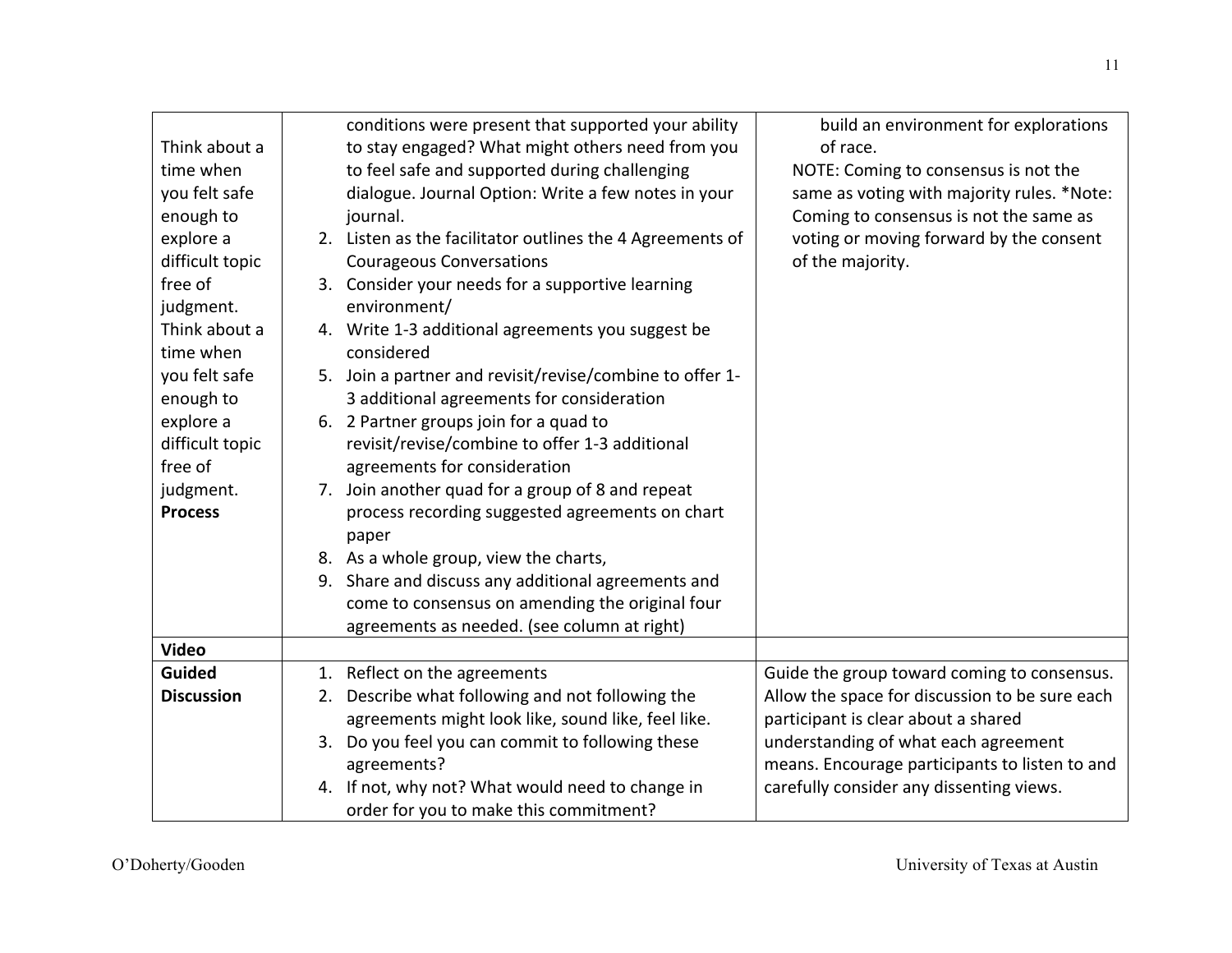| | | |
|---|---|---|
| Think about a time when you felt safe enough to explore a difficult topic free of judgment. Think about a time when you felt safe enough to explore a difficult topic free of judgment. **Process** | conditions were present that supported your ability to stay engaged? What might others need from you to feel safe and supported during challenging dialogue. Journal Option: Write a few notes in your journal.<br>2. Listen as the facilitator outlines the 4 Agreements of Courageous Conversations<br>3. Consider your needs for a supportive learning environment/<br>4. Write 1-3 additional agreements you suggest be considered<br>5. Join a partner and revisit/revise/combine to offer 1-3 additional agreements for consideration<br>6. 2 Partner groups join for a quad to revisit/revise/combine to offer 1-3 additional agreements for consideration<br>7. Join another quad for a group of 8 and repeat process recording suggested agreements on chart paper<br>8. As a whole group, view the charts,<br>9. Share and discuss any additional agreements and come to consensus on amending the original four agreements as needed. (see column at right) | build an environment for explorations of race.<br>NOTE: Coming to consensus is not the same as voting with majority rules. *Note: Coming to consensus is not the same as voting or moving forward by the consent of the majority. |
| **Video** | | |
| **Guided Discussion** | 1. Reflect on the agreements<br>2. Describe what following and not following the agreements might look like, sound like, feel like.<br>3. Do you feel you can commit to following these agreements?<br>4. If not, why not? What would need to change in order for you to make this commitment? | Guide the group toward coming to consensus. Allow the space for discussion to be sure each participant is clear about a shared understanding of what each agreement means. Encourage participants to listen to and carefully consider any dissenting views. |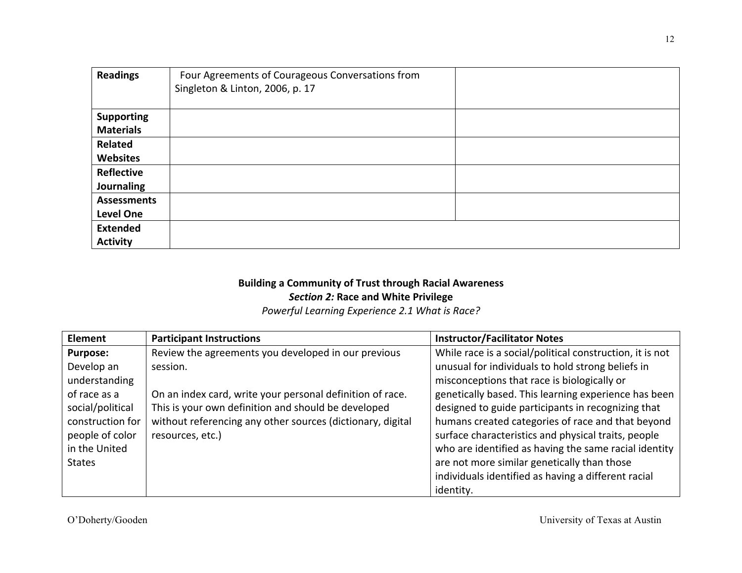| | | |
|---|---|---|
| **Readings** | Four Agreements of Courageous Conversations from Singleton & Linton, 2006, p. 17 | |
| **Supporting Materials** | | |
| **Related Websites** | | |
| **Reflective Journaling** | | |
| **Assessments Level One** | | |
| **Extended Activity** | | |

**Building a Community of Trust through Racial Awareness**

***Section 2:* Race and White Privilege**

*Powerful Learning Experience 2.1 What is Race?*

| Element | Participant Instructions | Instructor/Facilitator Notes |
|---|---|---|
| **Purpose:** Develop an understanding of race as a social/political construction for people of color in the United States | Review the agreements you developed in our previous session.<br><br>On an index card, write your personal definition of race. This is your own definition and should be developed without referencing any other sources (dictionary, digital resources, etc.) | While race is a social/political construction, it is not unusual for individuals to hold strong beliefs in misconceptions that race is biologically or genetically based. This learning experience has been designed to guide participants in recognizing that humans created categories of race and that beyond surface characteristics and physical traits, people who are identified as having the same racial identity are not more similar genetically than those individuals identified as having a different racial identity. |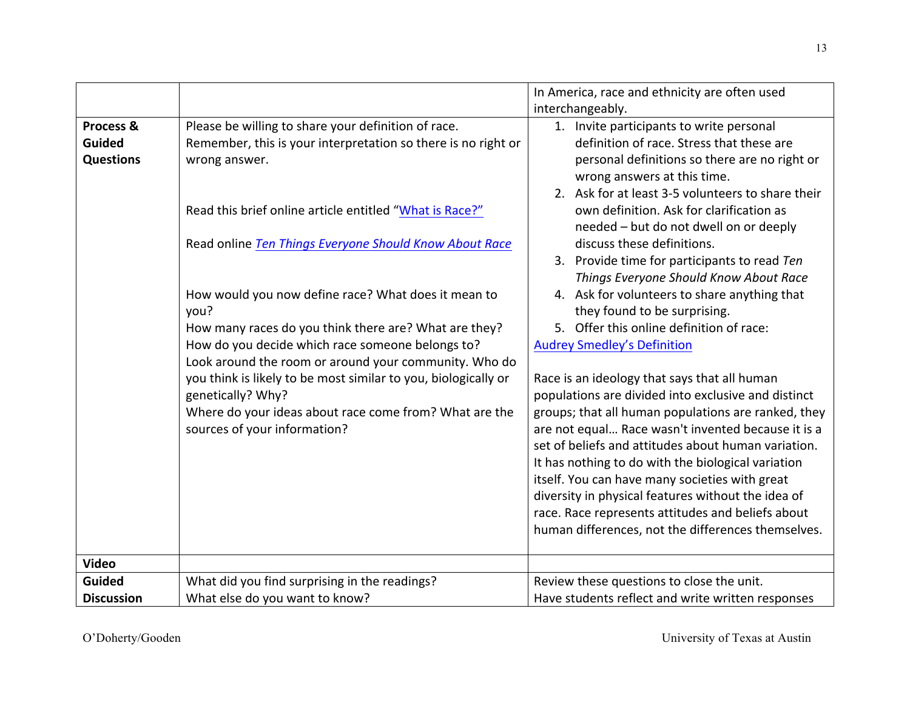| | | |
|---|---|---|
| | | In America, race and ethnicity are often used interchangeably. |
| **Process & Guided Questions** | Please be willing to share your definition of race. Remember, this is your interpretation so there is no right or wrong answer.<br><br>Read this brief online article entitled "What is Race?"<br><br>Read online *Ten Things Everyone Should Know About Race*<br><br>How would you now define race? What does it mean to you?<br>How many races do you think there are? What are they?<br>How do you decide which race someone belongs to?<br>Look around the room or around your community. Who do you think is likely to be most similar to you, biologically or genetically? Why?<br>Where do your ideas about race come from? What are the sources of your information? | 1. Invite participants to write personal definition of race. Stress that these are personal definitions so there are no right or wrong answers at this time.<br>2. Ask for at least 3-5 volunteers to share their own definition. Ask for clarification as needed – but do not dwell on or deeply discuss these definitions.<br>3. Provide time for participants to read *Ten Things Everyone Should Know About Race*<br>4. Ask for volunteers to share anything that they found to be surprising.<br>5. Offer this online definition of race:<br>Audrey Smedley's Definition<br><br>Race is an ideology that says that all human populations are divided into exclusive and distinct groups; that all human populations are ranked, they are not equal… Race wasn't invented because it is a set of beliefs and attitudes about human variation. It has nothing to do with the biological variation itself. You can have many societies with great diversity in physical features without the idea of race. Race represents attitudes and beliefs about human differences, not the differences themselves. |
| **Video** | | |
| **Guided Discussion** | What did you find surprising in the readings?<br>What else do you want to know? | Review these questions to close the unit.<br>Have students reflect and write written responses |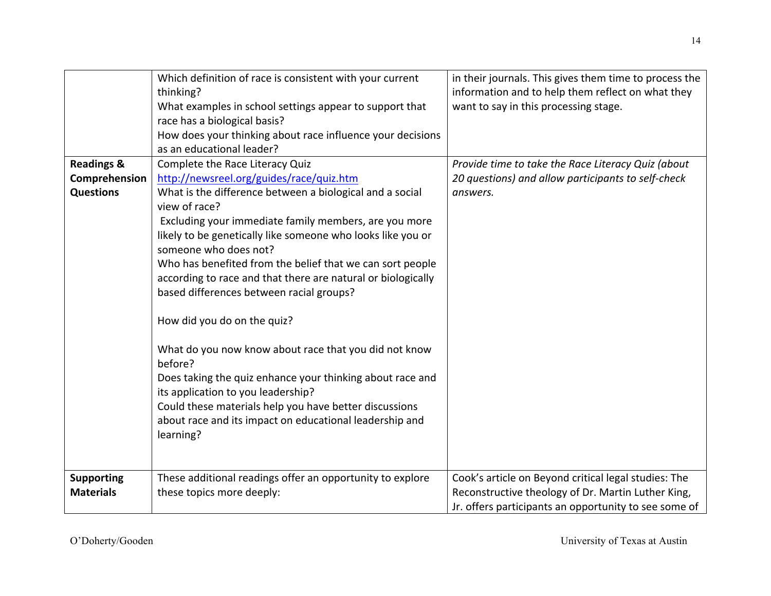| | | |
|---|---|---|
| | Which definition of race is consistent with your current thinking?<br>What examples in school settings appear to support that race has a biological basis?<br>How does your thinking about race influence your decisions as an educational leader? | in their journals. This gives them time to process the information and to help them reflect on what they want to say in this processing stage. |
| **Readings & Comprehension Questions** | Complete the Race Literacy Quiz<br>http://newsreel.org/guides/race/quiz.htm<br>What is the difference between a biological and a social view of race?<br>Excluding your immediate family members, are you more likely to be genetically like someone who looks like you or someone who does not?<br>Who has benefited from the belief that we can sort people according to race and that there are natural or biologically based differences between racial groups?<br><br>How did you do on the quiz?<br><br>What do you now know about race that you did not know before?<br>Does taking the quiz enhance your thinking about race and its application to you leadership?<br>Could these materials help you have better discussions about race and its impact on educational leadership and learning? | *Provide time to take the Race Literacy Quiz (about 20 questions) and allow participants to self-check answers.* |
| **Supporting Materials** | These additional readings offer an opportunity to explore these topics more deeply: | Cook's article on Beyond critical legal studies: The Reconstructive theology of Dr. Martin Luther King, Jr. offers participants an opportunity to see some of |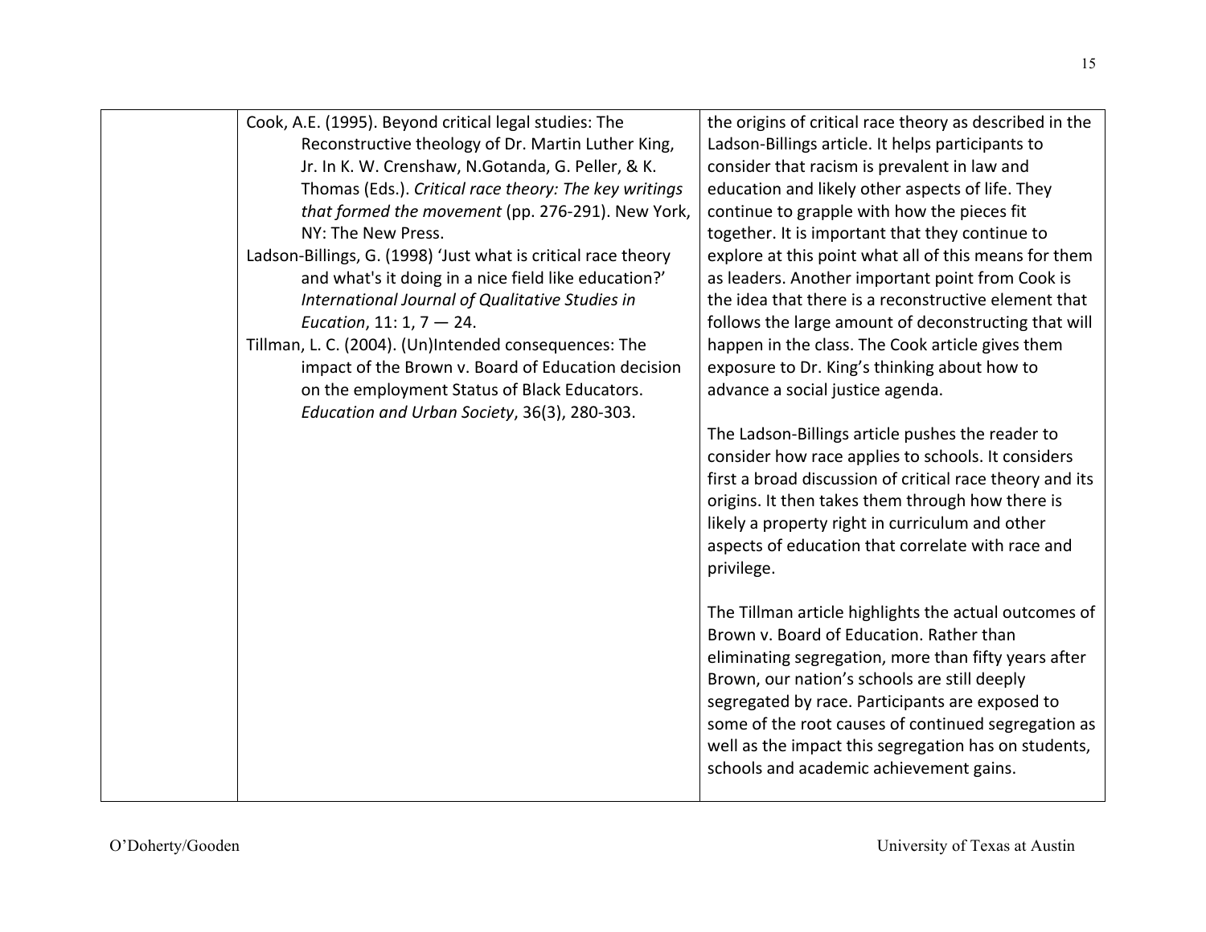| | | |
|---|---|---|
| | Cook, A.E. (1995). Beyond critical legal studies: The Reconstructive theology of Dr. Martin Luther King, Jr. In K. W. Crenshaw, N.Gotanda, G. Peller, & K. Thomas (Eds.). *Critical race theory: The key writings that formed the movement* (pp. 276-291). New York, NY: The New Press.<br>Ladson-Billings, G. (1998) 'Just what is critical race theory and what's it doing in a nice field like education?' *International Journal of Qualitative Studies in Eucation*, 11: 1, 7 — 24.<br>Tillman, L. C. (2004). (Un)Intended consequences: The impact of the Brown v. Board of Education decision on the employment Status of Black Educators. *Education and Urban Society*, 36(3), 280-303. | the origins of critical race theory as described in the Ladson-Billings article. It helps participants to consider that racism is prevalent in law and education and likely other aspects of life. They continue to grapple with how the pieces fit together. It is important that they continue to explore at this point what all of this means for them as leaders. Another important point from Cook is the idea that there is a reconstructive element that follows the large amount of deconstructing that will happen in the class. The Cook article gives them exposure to Dr. King's thinking about how to advance a social justice agenda.<br><br>The Ladson-Billings article pushes the reader to consider how race applies to schools. It considers first a broad discussion of critical race theory and its origins. It then takes them through how there is likely a property right in curriculum and other aspects of education that correlate with race and privilege.<br><br>The Tillman article highlights the actual outcomes of Brown v. Board of Education. Rather than eliminating segregation, more than fifty years after Brown, our nation's schools are still deeply segregated by race. Participants are exposed to some of the root causes of continued segregation as well as the impact this segregation has on students, schools and academic achievement gains. |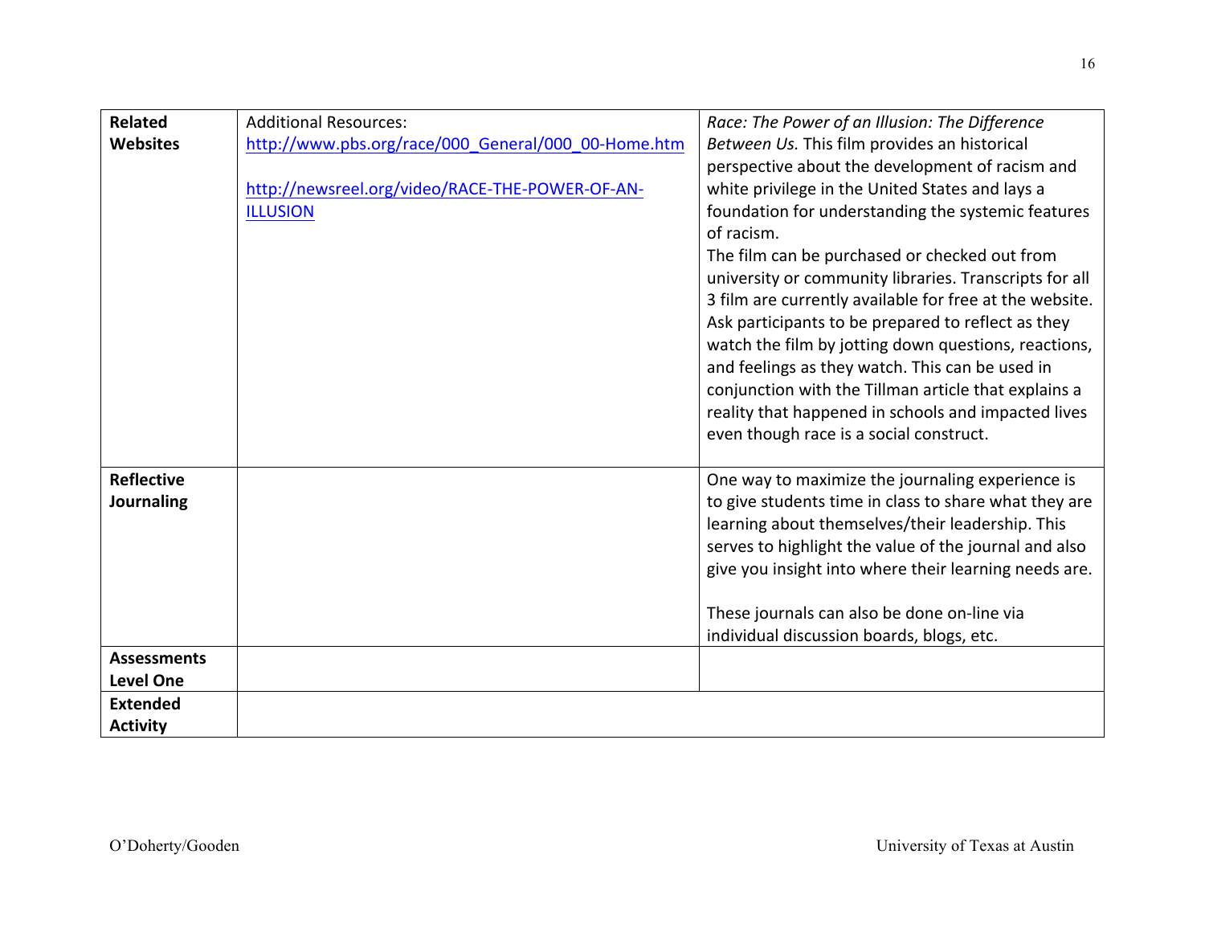| **Related Websites** | Additional Resources: [http://www.pbs.org/race/000_General/000_00-Home.htm](http://www.pbs.org/race/000_General/000_00-Home.htm) <br><br> [http://newsreel.org/video/RACE-THE-POWER-OF-AN-ILLUSION](http://newsreel.org/video/RACE-THE-POWER-OF-AN-ILLUSION) | *Race: The Power of an Illusion: The Difference Between Us.* This film provides an historical perspective about the development of racism and white privilege in the United States and lays a foundation for understanding the systemic features of racism. <br>The film can be purchased or checked out from university or community libraries. Transcripts for all 3 film are currently available for free at the website. Ask participants to be prepared to reflect as they watch the film by jotting down questions, reactions, and feelings as they watch. This can be used in conjunction with the Tillman article that explains a reality that happened in schools and impacted lives even though race is a social construct. |
|---|---|---|
| **Reflective Journaling** | | One way to maximize the journaling experience is to give students time in class to share what they are learning about themselves/their leadership. This serves to highlight the value of the journal and also give you insight into where their learning needs are. <br><br>These journals can also be done on-line via individual discussion boards, blogs, etc. |
| **Assessments Level One** | | |
| **Extended Activity** | | |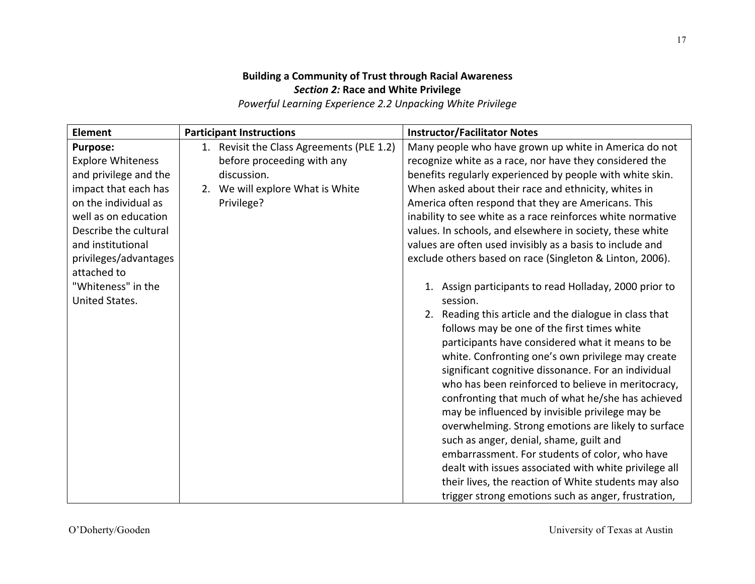**Building a Community of Trust through Racial Awareness**
***Section 2:* Race and White Privilege**
*Powerful Learning Experience 2.2 Unpacking White Privilege*

| Element | Participant Instructions | Instructor/Facilitator Notes |
|---|---|---|
| **Purpose:** Explore Whiteness and privilege and the impact that each has on the individual as well as on education Describe the cultural and institutional privileges/advantages attached to "Whiteness" in the United States. | 1. Revisit the Class Agreements (PLE 1.2) before proceeding with any discussion. <br> 2. We will explore What is White Privilege? | Many people who have grown up white in America do not recognize white as a race, nor have they considered the benefits regularly experienced by people with white skin. When asked about their race and ethnicity, whites in America often respond that they are Americans. This inability to see white as a race reinforces white normative values. In schools, and elsewhere in society, these white values are often used invisibly as a basis to include and exclude others based on race (Singleton & Linton, 2006). <br><br> 1. Assign participants to read Holladay, 2000 prior to session. <br> 2. Reading this article and the dialogue in class that follows may be one of the first times white participants have considered what it means to be white. Confronting one's own privilege may create significant cognitive dissonance. For an individual who has been reinforced to believe in meritocracy, confronting that much of what he/she has achieved may be influenced by invisible privilege may be overwhelming. Strong emotions are likely to surface such as anger, denial, shame, guilt and embarrassment. For students of color, who have dealt with issues associated with white privilege all their lives, the reaction of White students may also trigger strong emotions such as anger, frustration, |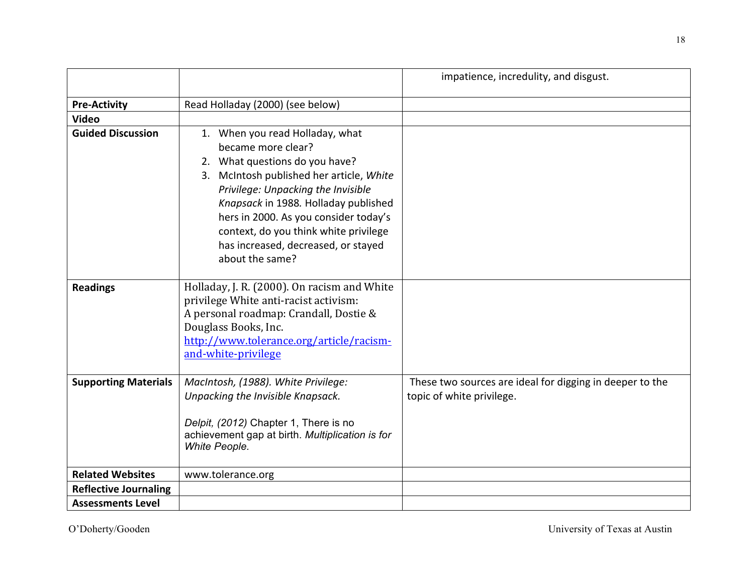| | | |
|---|---|---|
| | | impatience, incredulity, and disgust. |
| **Pre-Activity** | Read Holladay (2000) (see below) | |
| **Video** | | |
| **Guided Discussion** | 1. When you read Holladay, what became more clear?<br>2. What questions do you have?<br>3. McIntosh published her article, *White Privilege: Unpacking the Invisible Knapsack* in 1988. Holladay published hers in 2000. As you consider today's context, do you think white privilege has increased, decreased, or stayed about the same? | |
| **Readings** | Holladay, J. R. (2000). On racism and White privilege White anti-racist activism: A personal roadmap: Crandall, Dostie & Douglass Books, Inc. [http://www.tolerance.org/article/racism-and-white-privilege](http://www.tolerance.org/article/racism-and-white-privilege) | |
| **Supporting Materials** | *MacIntosh, (1988). White Privilege: Unpacking the Invisible Knapsack.*<br><br>*Delpit, (2012)* Chapter 1, There is no achievement gap at birth. *Multiplication is for White People.* | These two sources are ideal for digging in deeper to the topic of white privilege. |
| **Related Websites** | www.tolerance.org | |
| **Reflective Journaling** | | |
| **Assessments Level** | | |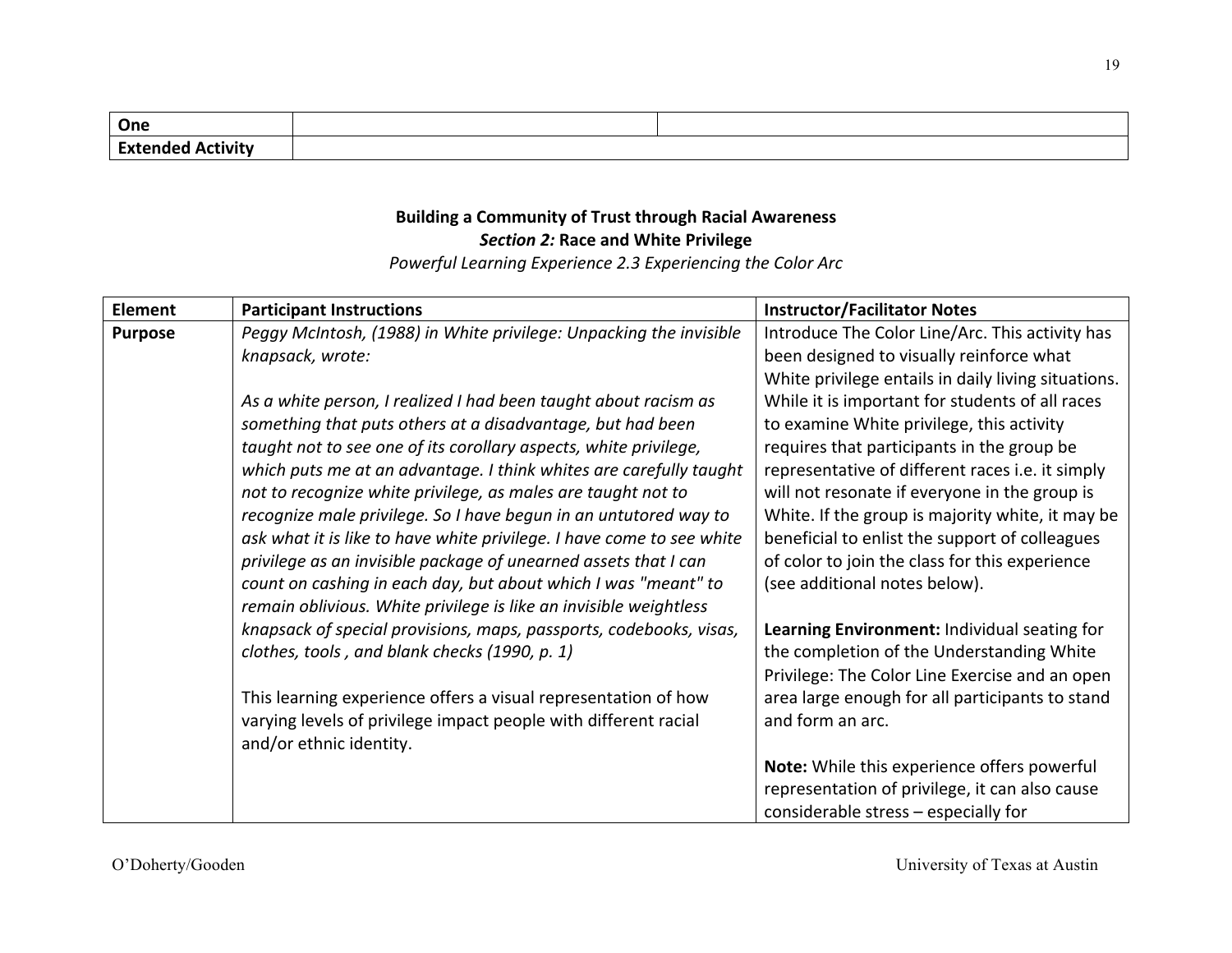| One | | |
|---|---|---|
| **Extended Activity** | | |

**Building a Community of Trust through Racial Awareness**
***Section 2:* Race and White Privilege**
*Powerful Learning Experience 2.3 Experiencing the Color Arc*

| Element | Participant Instructions | Instructor/Facilitator Notes |
|---|---|---|
| **Purpose** | *Peggy McIntosh, (1988) in White privilege: Unpacking the invisible knapsack, wrote:*<br><br>*As a white person, I realized I had been taught about racism as something that puts others at a disadvantage, but had been taught not to see one of its corollary aspects, white privilege, which puts me at an advantage. I think whites are carefully taught not to recognize white privilege, as males are taught not to recognize male privilege. So I have begun in an untutored way to ask what it is like to have white privilege. I have come to see white privilege as an invisible package of unearned assets that I can count on cashing in each day, but about which I was "meant" to remain oblivious. White privilege is like an invisible weightless knapsack of special provisions, maps, passports, codebooks, visas, clothes, tools , and blank checks (1990, p. 1)*<br><br>This learning experience offers a visual representation of how varying levels of privilege impact people with different racial and/or ethnic identity. | Introduce The Color Line/Arc. This activity has been designed to visually reinforce what White privilege entails in daily living situations. While it is important for students of all races to examine White privilege, this activity requires that participants in the group be representative of different races i.e. it simply will not resonate if everyone in the group is White. If the group is majority white, it may be beneficial to enlist the support of colleagues of color to join the class for this experience (see additional notes below).<br><br>**Learning Environment:** Individual seating for the completion of the Understanding White Privilege: The Color Line Exercise and an open area large enough for all participants to stand and form an arc.<br><br>**Note:** While this experience offers powerful representation of privilege, it can also cause considerable stress – especially for |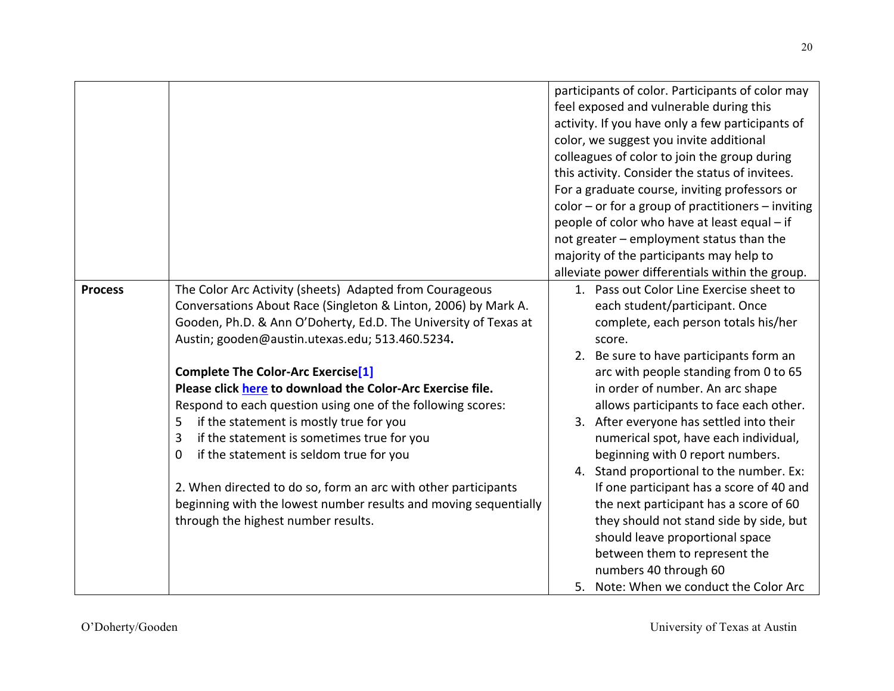| | | |
|---|---|---|
| | | participants of color. Participants of color may feel exposed and vulnerable during this activity. If you have only a few participants of color, we suggest you invite additional colleagues of color to join the group during this activity. Consider the status of invitees. For a graduate course, inviting professors or color – or for a group of practitioners – inviting people of color who have at least equal – if not greater – employment status than the majority of the participants may help to alleviate power differentials within the group. |
| **Process** | The Color Arc Activity (sheets) Adapted from Courageous Conversations About Race (Singleton & Linton, 2006) by Mark A. Gooden, Ph.D. & Ann O'Doherty, Ed.D. The University of Texas at Austin; gooden@austin.utexas.edu; 513.460.5234.<br><br>**Complete The Color-Arc Exercise[1]**<br>**Please click here to download the Color-Arc Exercise file.**<br>Respond to each question using one of the following scores:<br>5 if the statement is mostly true for you<br>3 if the statement is sometimes true for you<br>0 if the statement is seldom true for you<br><br>2. When directed to do so, form an arc with other participants beginning with the lowest number results and moving sequentially through the highest number results. | 1. Pass out Color Line Exercise sheet to each student/participant. Once complete, each person totals his/her score.<br>2. Be sure to have participants form an arc with people standing from 0 to 65 in order of number. An arc shape allows participants to face each other.<br>3. After everyone has settled into their numerical spot, have each individual, beginning with 0 report numbers.<br>4. Stand proportional to the number. Ex: If one participant has a score of 40 and the next participant has a score of 60 they should not stand side by side, but should leave proportional space between them to represent the numbers 40 through 60<br>5. Note: When we conduct the Color Arc |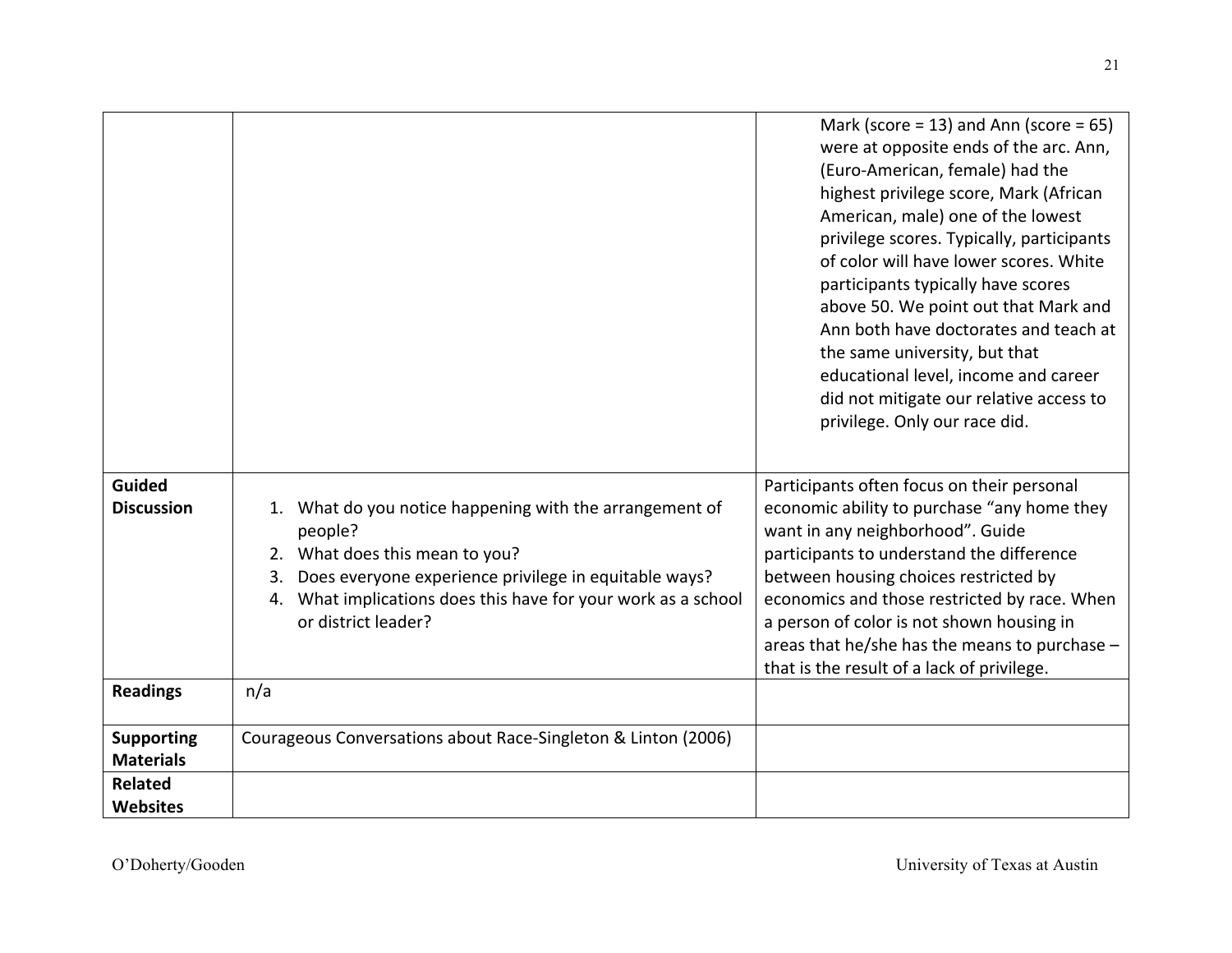| | | |
|---|---|---|
| | | Mark (score = 13) and Ann (score = 65) were at opposite ends of the arc. Ann, (Euro-American, female) had the highest privilege score, Mark (African American, male) one of the lowest privilege scores. Typically, participants of color will have lower scores. White participants typically have scores above 50. We point out that Mark and Ann both have doctorates and teach at the same university, but that educational level, income and career did not mitigate our relative access to privilege. Only our race did. |
| **Guided Discussion** | 1. What do you notice happening with the arrangement of people?<br>2. What does this mean to you?<br>3. Does everyone experience privilege in equitable ways?<br>4. What implications does this have for your work as a school or district leader? | Participants often focus on their personal economic ability to purchase "any home they want in any neighborhood". Guide participants to understand the difference between housing choices restricted by economics and those restricted by race. When a person of color is not shown housing in areas that he/she has the means to purchase – that is the result of a lack of privilege. |
| **Readings** | n/a | |
| **Supporting Materials** | Courageous Conversations about Race-Singleton & Linton (2006) | |
| **Related Websites** | | |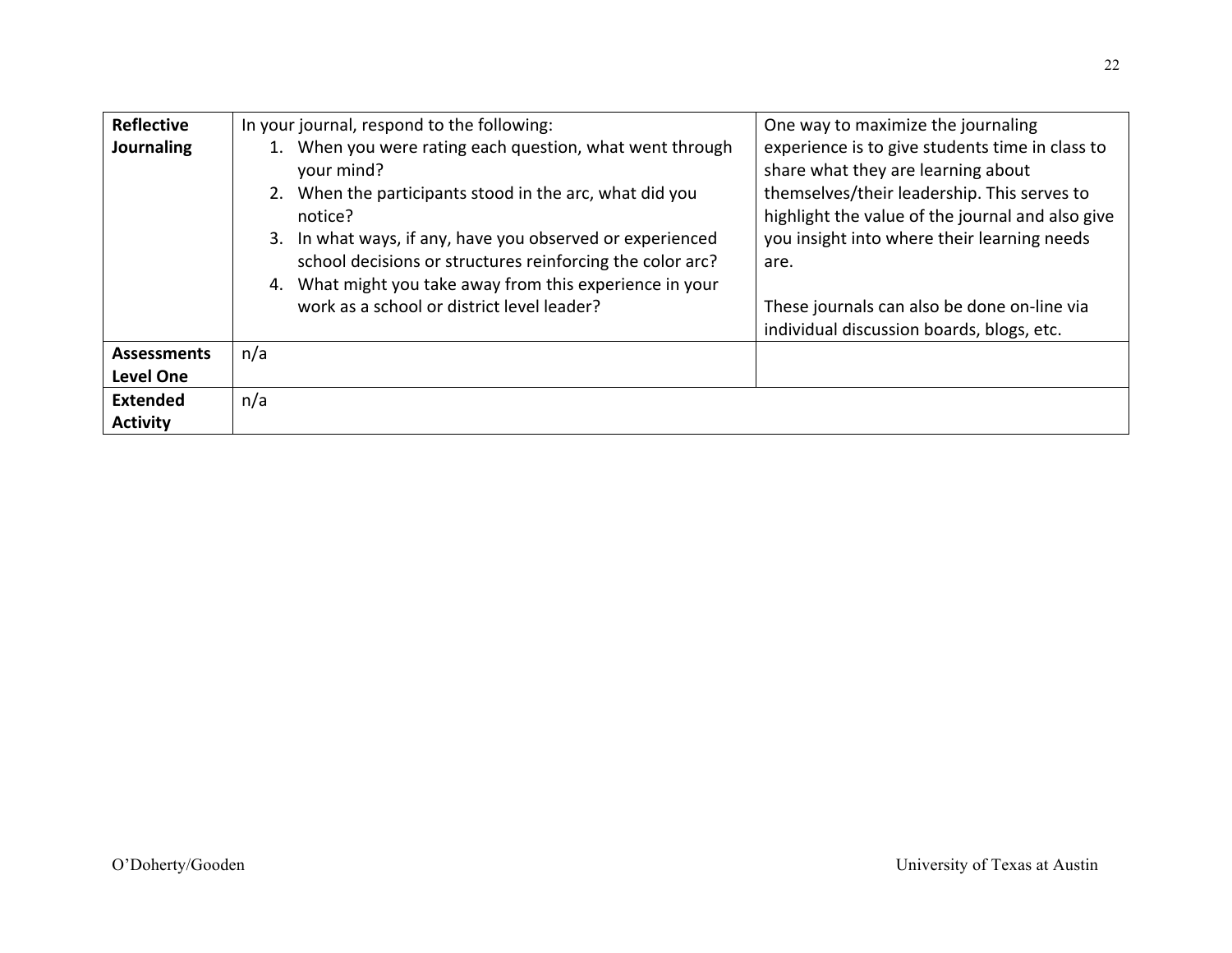| | | |
|---|---|---|
| **Reflective Journaling** | In your journal, respond to the following:<br>1. When you were rating each question, what went through your mind?<br>2. When the participants stood in the arc, what did you notice?<br>3. In what ways, if any, have you observed or experienced school decisions or structures reinforcing the color arc?<br>4. What might you take away from this experience in your work as a school or district level leader? | One way to maximize the journaling experience is to give students time in class to share what they are learning about themselves/their leadership. This serves to highlight the value of the journal and also give you insight into where their learning needs are.<br><br>These journals can also be done on-line via individual discussion boards, blogs, etc. |
| **Assessments Level One** | n/a | |
| **Extended Activity** | n/a | |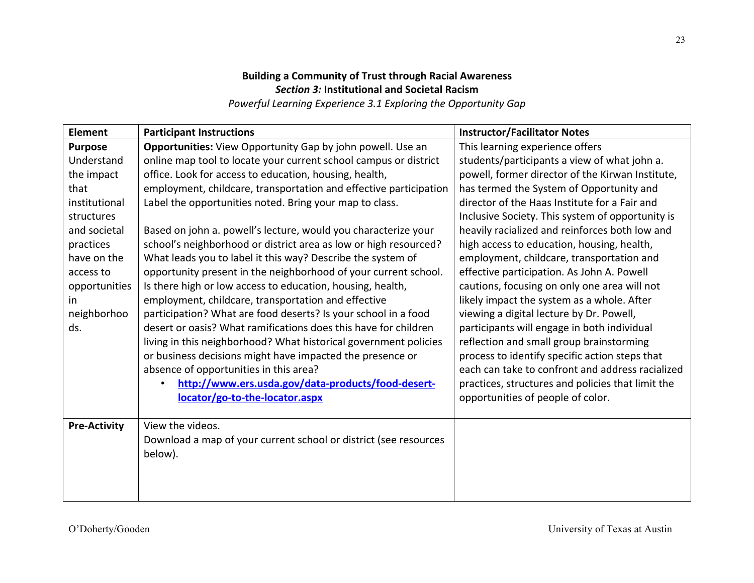**Building a Community of Trust through Racial Awareness**

***Section 3:* Institutional and Societal Racism**

*Powerful Learning Experience 3.1 Exploring the Opportunity Gap*

| Element | Participant Instructions | Instructor/Facilitator Notes |
|---|---|---|
| **Purpose** Understand the impact that institutional structures and societal practices have on the access to opportunities in neighborhoods. | **Opportunities:** View Opportunity Gap by john powell. Use an online map tool to locate your current school campus or district office. Look for access to education, housing, health, employment, childcare, transportation and effective participation Label the opportunities noted. Bring your map to class.<br><br>Based on john a. powell's lecture, would you characterize your school's neighborhood or district area as low or high resourced? What leads you to label it this way? Describe the system of opportunity present in the neighborhood of your current school. Is there high or low access to education, housing, health, employment, childcare, transportation and effective participation? What are food deserts? Is your school in a food desert or oasis? What ramifications does this have for children living in this neighborhood? What historical government policies or business decisions might have impacted the presence or absence of opportunities in this area?<br>• [http://www.ers.usda.gov/data-products/food-desert-locator/go-to-the-locator.aspx](http://www.ers.usda.gov/data-products/food-desert-locator/go-to-the-locator.aspx) | This learning experience offers students/participants a view of what john a. powell, former director of the Kirwan Institute, has termed the System of Opportunity and director of the Haas Institute for a Fair and Inclusive Society. This system of opportunity is heavily racialized and reinforces both low and high access to education, housing, health, employment, childcare, transportation and effective participation. As John A. Powell cautions, focusing on only one area will not likely impact the system as a whole. After viewing a digital lecture by Dr. Powell, participants will engage in both individual reflection and small group brainstorming process to identify specific action steps that each can take to confront and address racialized practices, structures and policies that limit the opportunities of people of color. |
| **Pre-Activity** | View the videos.<br>Download a map of your current school or district (see resources below). | |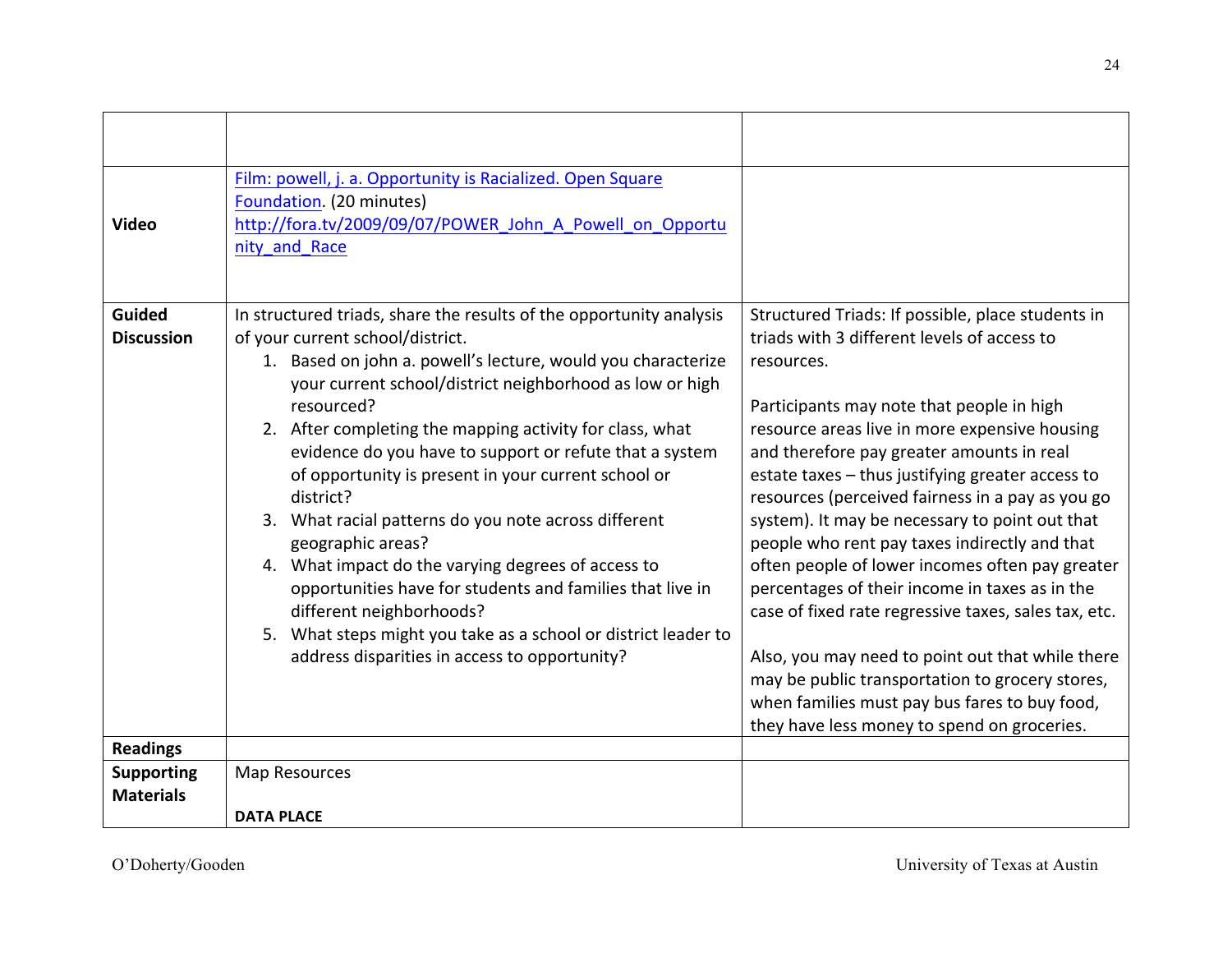| | | |
|---|---|---|
| | | |
| **Video** | [Film: powell, j. a. Opportunity is Racialized. Open Square Foundation](http://fora.tv/2009/09/07/POWER_John_A_Powell_on_Opportunity_and_Race). (20 minutes) http://fora.tv/2009/09/07/POWER_John_A_Powell_on_Opportunity_and_Race | |
| **Guided Discussion** | In structured triads, share the results of the opportunity analysis of your current school/district.<br>1. Based on john a. powell's lecture, would you characterize your current school/district neighborhood as low or high resourced?<br>2. After completing the mapping activity for class, what evidence do you have to support or refute that a system of opportunity is present in your current school or district?<br>3. What racial patterns do you note across different geographic areas?<br>4. What impact do the varying degrees of access to opportunities have for students and families that live in different neighborhoods?<br>5. What steps might you take as a school or district leader to address disparities in access to opportunity? | Structured Triads: If possible, place students in triads with 3 different levels of access to resources.<br><br>Participants may note that people in high resource areas live in more expensive housing and therefore pay greater amounts in real estate taxes – thus justifying greater access to resources (perceived fairness in a pay as you go system). It may be necessary to point out that people who rent pay taxes indirectly and that often people of lower incomes often pay greater percentages of their income in taxes as in the case of fixed rate regressive taxes, sales tax, etc.<br><br>Also, you may need to point out that while there may be public transportation to grocery stores, when families must pay bus fares to buy food, they have less money to spend on groceries. |
| **Readings** | | |
| **Supporting Materials** | Map Resources<br><br>**DATA PLACE** | |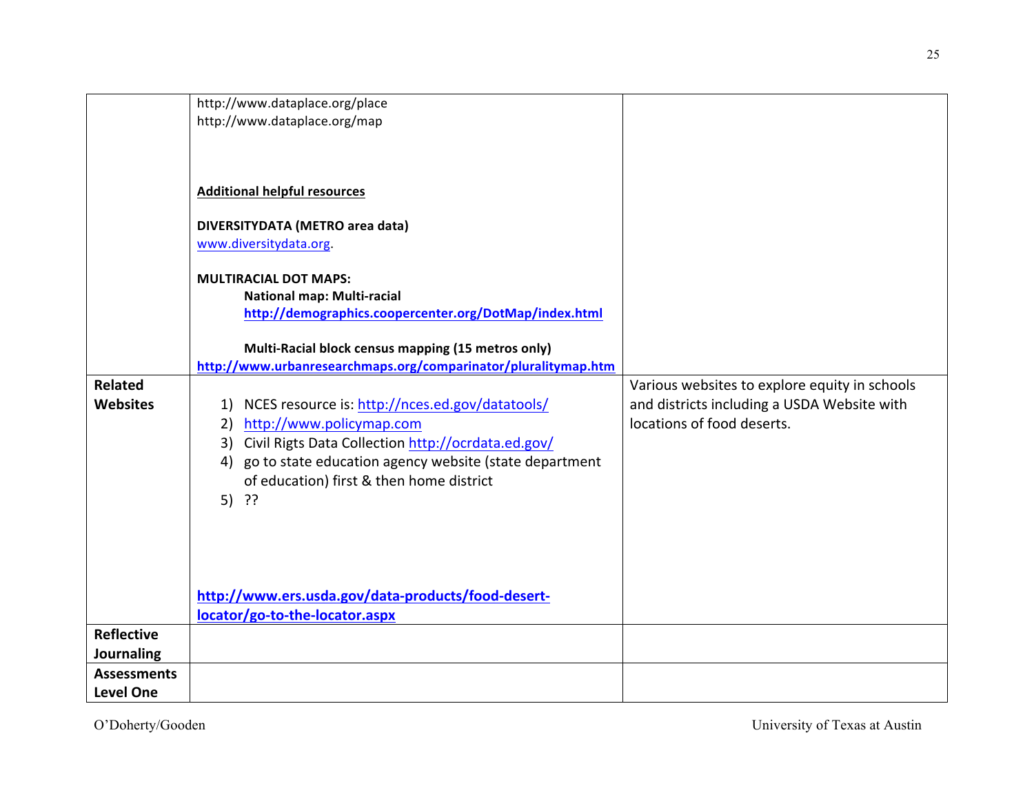| | | |
|---|---|---|
| | http://www.dataplace.org/place<br>http://www.dataplace.org/map<br><br>**Additional helpful resources**<br><br>**DIVERSITYDATA (METRO area data)**<br>www.diversitydata.org.<br><br>**MULTIRACIAL DOT MAPS:**<br>**National map: Multi-racial**<br>**http://demographics.coopercenter.org/DotMap/index.html**<br><br>**Multi-Racial block census mapping (15 metros only)**<br>**http://www.urbanresearchmaps.org/comparinator/pluralitymap.htm** | |
| **Related Websites** | 1) NCES resource is: http://nces.ed.gov/datatools/<br>2) http://www.policymap.com<br>3) Civil Rigts Data Collection http://ocrdata.ed.gov/<br>4) go to state education agency website (state department of education) first & then home district<br>5) ??<br><br>**http://www.ers.usda.gov/data-products/food-desert-locator/go-to-the-locator.aspx** | Various websites to explore equity in schools and districts including a USDA Website with locations of food deserts. |
| **Reflective Journaling** | | |
| **Assessments Level One** | | |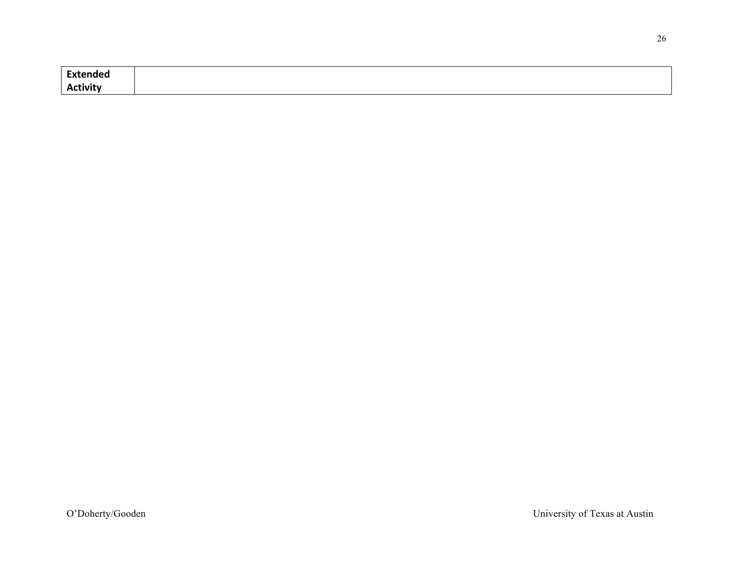| **Extended Activity** | |
|---|---|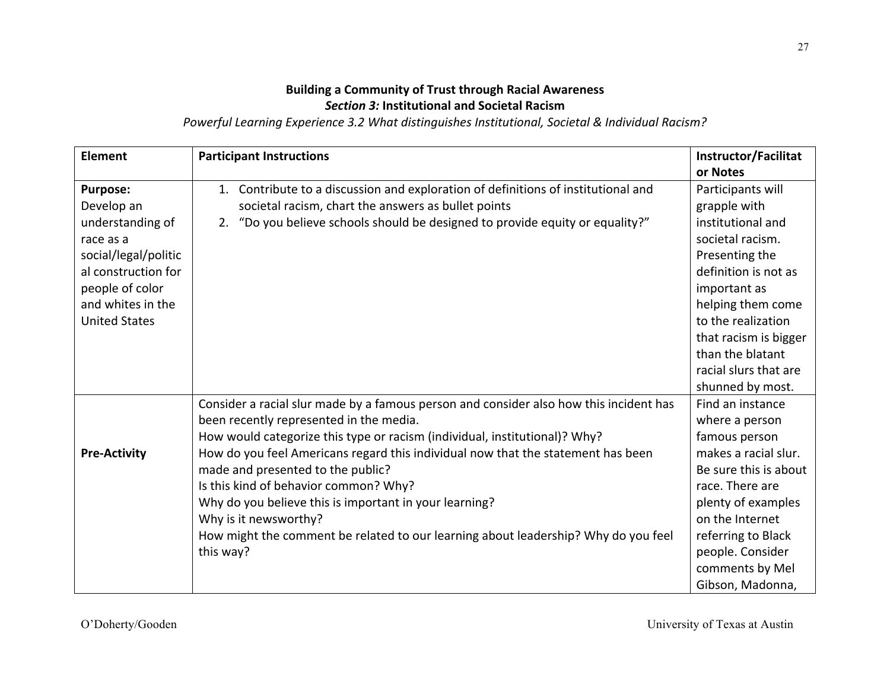**Building a Community of Trust through Racial Awareness**
***Section 3:* Institutional and Societal Racism**
*Powerful Learning Experience 3.2 What distinguishes Institutional, Societal & Individual Racism?*

| Element | Participant Instructions | Instructor/Facilitator Notes |
|---|---|---|
| **Purpose:** Develop an understanding of race as a social/legal/political construction for people of color and whites in the United States | 1. Contribute to a discussion and exploration of definitions of institutional and societal racism, chart the answers as bullet points<br>2. "Do you believe schools should be designed to provide equity or equality?" | Participants will grapple with institutional and societal racism. Presenting the definition is not as important as helping them come to the realization that racism is bigger than the blatant racial slurs that are shunned by most. |
| **Pre-Activity** | Consider a racial slur made by a famous person and consider also how this incident has been recently represented in the media.<br>How would categorize this type or racism (individual, institutional)? Why?<br>How do you feel Americans regard this individual now that the statement has been made and presented to the public?<br>Is this kind of behavior common? Why?<br>Why do you believe this is important in your learning?<br>Why is it newsworthy?<br>How might the comment be related to our learning about leadership? Why do you feel this way? | Find an instance where a person famous person makes a racial slur. Be sure this is about race. There are plenty of examples on the Internet referring to Black people. Consider comments by Mel Gibson, Madonna, |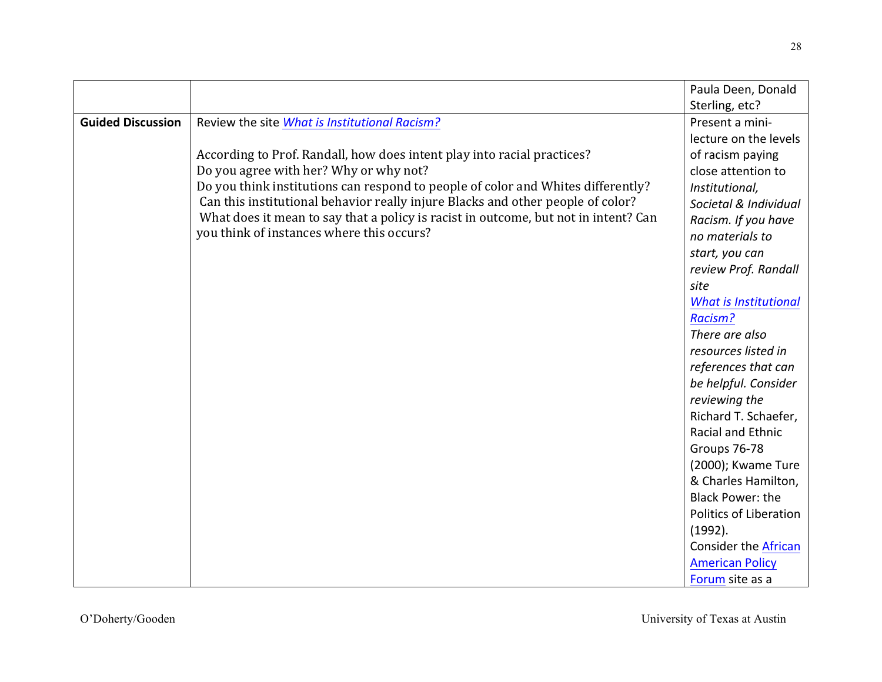| | | |
|---|---|---|
| | | Paula Deen, Donald Sterling, etc? |
| **Guided Discussion** | Review the site *What is Institutional Racism?*<br><br>According to Prof. Randall, how does intent play into racial practices?<br>Do you agree with her? Why or why not?<br>Do you think institutions can respond to people of color and Whites differently?<br>Can this institutional behavior really injure Blacks and other people of color?<br>What does it mean to say that a policy is racist in outcome, but not in intent? Can you think of instances where this occurs? | Present a mini-lecture on the levels of racism paying close attention to *Institutional, Societal & Individual Racism. If you have no materials to start, you can review Prof. Randall site* *What is Institutional Racism?* *There are also resources listed in references that can be helpful. Consider reviewing the* Richard T. Schaefer, Racial and Ethnic Groups 76-78 (2000); Kwame Ture & Charles Hamilton, Black Power: the Politics of Liberation (1992).<br>Consider the African American Policy Forum site as a |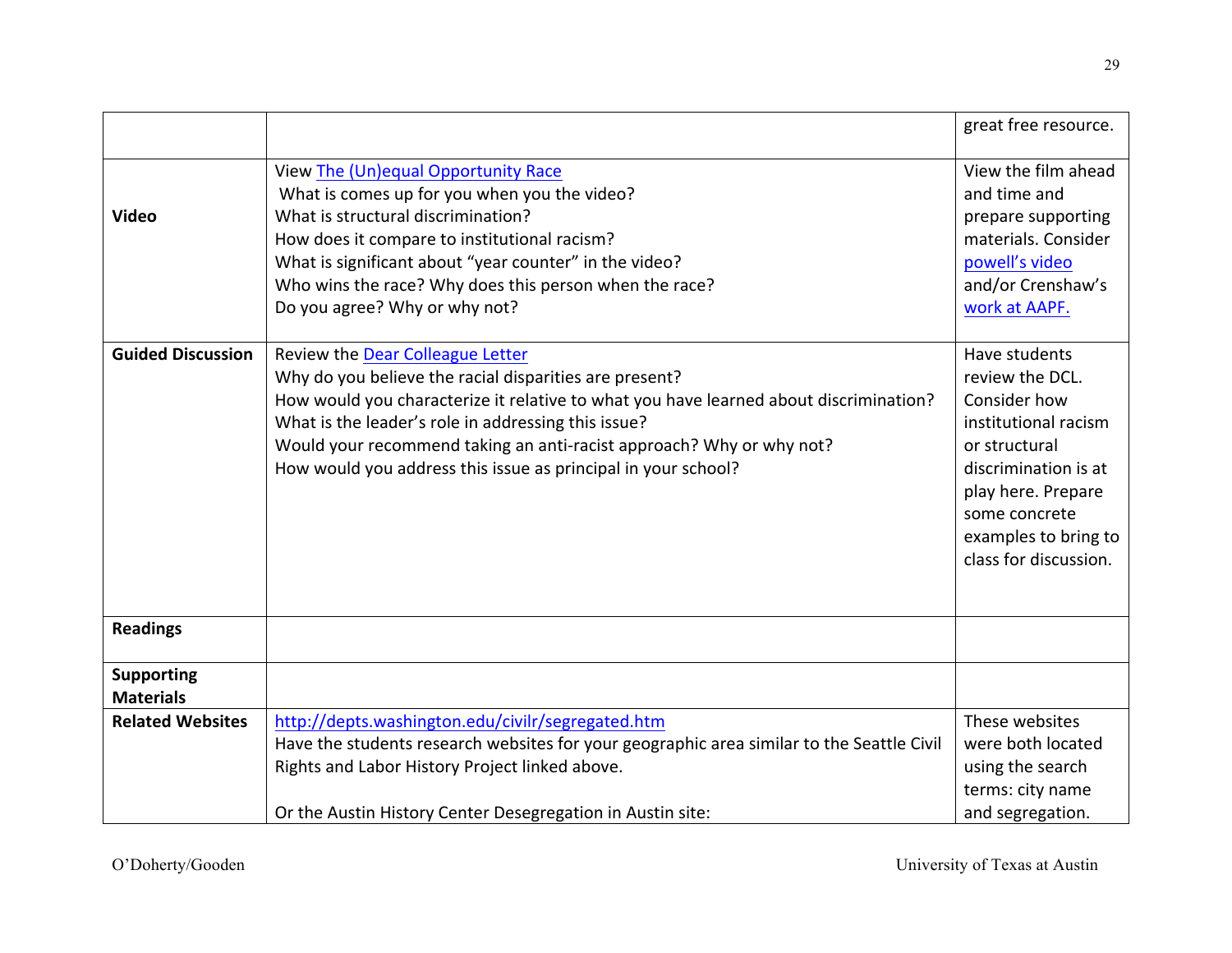| | | |
|---|---|---|
| | | great free resource. |
| **Video** | View The (Un)equal Opportunity Race<br>What is comes up for you when you the video?<br>What is structural discrimination?<br>How does it compare to institutional racism?<br>What is significant about "year counter" in the video?<br>Who wins the race? Why does this person when the race?<br>Do you agree? Why or why not? | View the film ahead and time and prepare supporting materials. Consider powell's video and/or Crenshaw's work at AAPF. |
| **Guided Discussion** | Review the Dear Colleague Letter<br>Why do you believe the racial disparities are present?<br>How would you characterize it relative to what you have learned about discrimination?<br>What is the leader's role in addressing this issue?<br>Would your recommend taking an anti-racist approach? Why or why not?<br>How would you address this issue as principal in your school? | Have students review the DCL. Consider how institutional racism or structural discrimination is at play here. Prepare some concrete examples to bring to class for discussion. |
| **Readings** | | |
| **Supporting Materials** | | |
| **Related Websites** | http://depts.washington.edu/civilr/segregated.htm<br>Have the students research websites for your geographic area similar to the Seattle Civil Rights and Labor History Project linked above.<br><br>Or the Austin History Center Desegregation in Austin site: | These websites were both located using the search terms: city name and segregation. |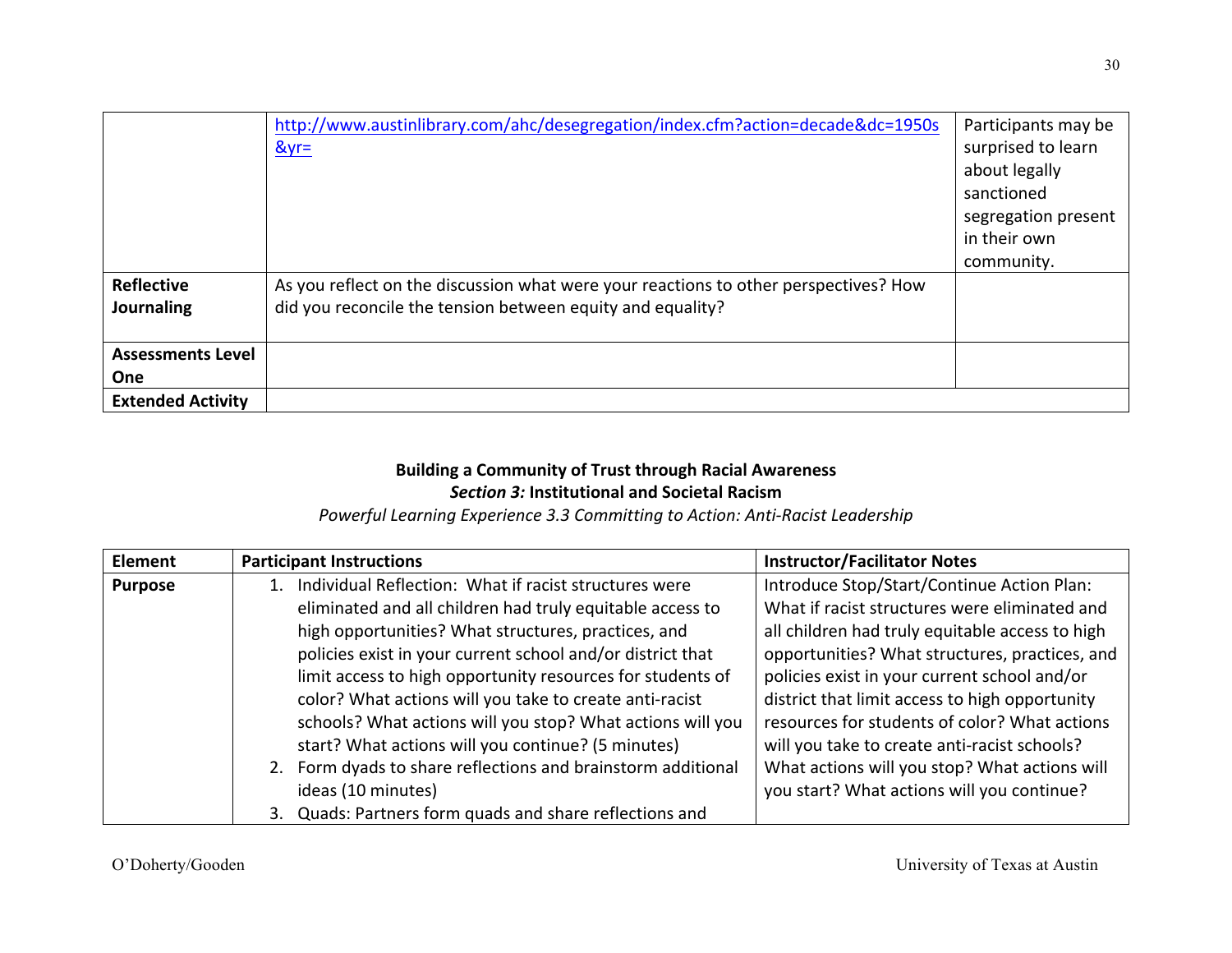| | | |
|---|---|---|
| | http://www.austinlibrary.com/ahc/desegregation/index.cfm?action=decade&dc=1950s&yr= | Participants may be surprised to learn about legally sanctioned segregation present in their own community. |
| **Reflective Journaling** | As you reflect on the discussion what were your reactions to other perspectives? How did you reconcile the tension between equity and equality? | |
| **Assessments Level One** | | |
| **Extended Activity** | | |

**Building a Community of Trust through Racial Awareness**

***Section 3:*** **Institutional and Societal Racism**

*Powerful Learning Experience 3.3 Committing to Action: Anti-Racist Leadership*

| Element | Participant Instructions | Instructor/Facilitator Notes |
|---|---|---|
| **Purpose** | 1. Individual Reflection: What if racist structures were eliminated and all children had truly equitable access to high opportunities? What structures, practices, and policies exist in your current school and/or district that limit access to high opportunity resources for students of color? What actions will you take to create anti-racist schools? What actions will you stop? What actions will you start? What actions will you continue? (5 minutes)<br>2. Form dyads to share reflections and brainstorm additional ideas (10 minutes)<br>3. Quads: Partners form quads and share reflections and | Introduce Stop/Start/Continue Action Plan: What if racist structures were eliminated and all children had truly equitable access to high opportunities? What structures, practices, and policies exist in your current school and/or district that limit access to high opportunity resources for students of color? What actions will you take to create anti-racist schools? What actions will you stop? What actions will you start? What actions will you continue? |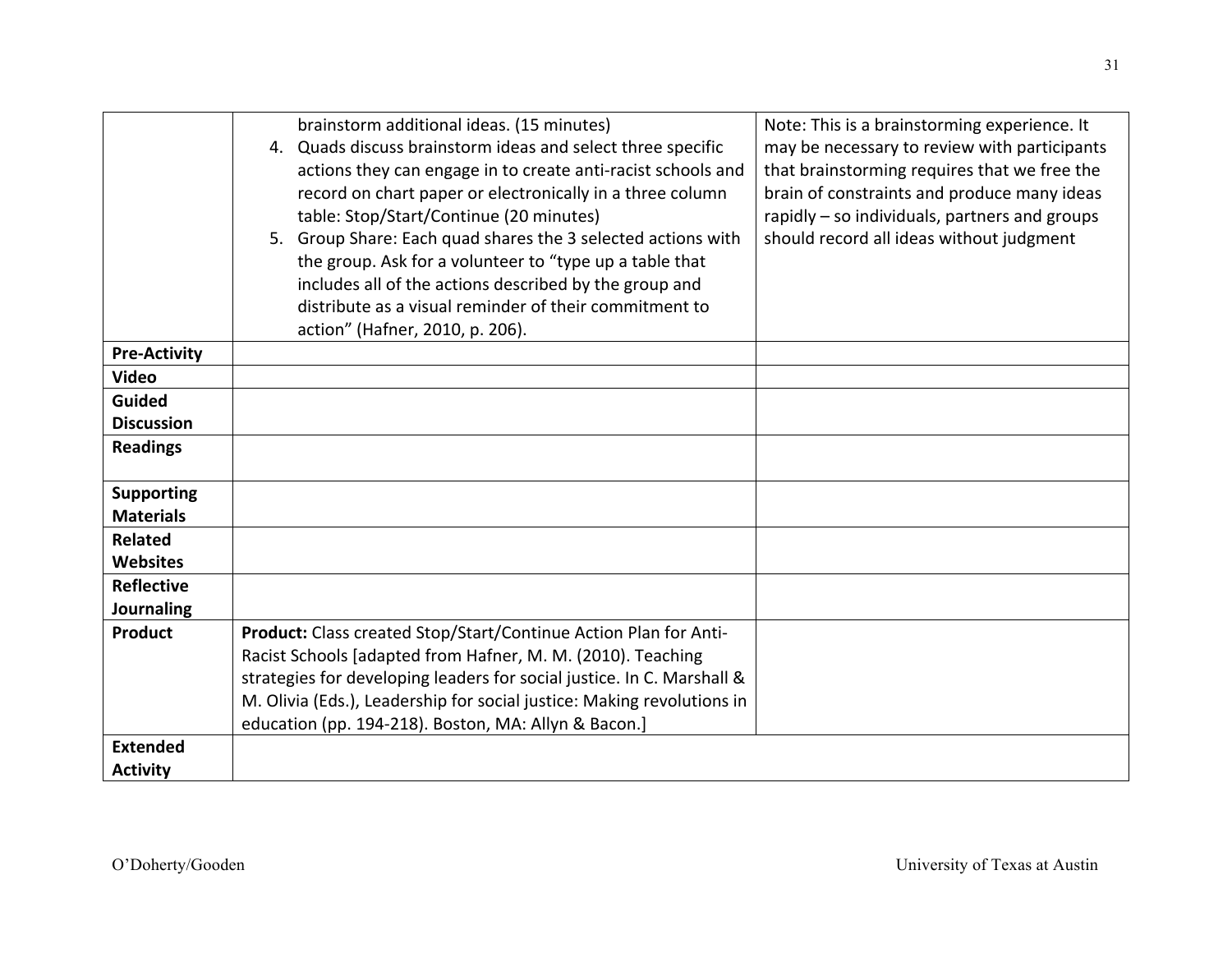| | | |
|---|---|---|
| | brainstorm additional ideas. (15 minutes)<br>4. Quads discuss brainstorm ideas and select three specific actions they can engage in to create anti-racist schools and record on chart paper or electronically in a three column table: Stop/Start/Continue (20 minutes)<br>5. Group Share: Each quad shares the 3 selected actions with the group. Ask for a volunteer to "type up a table that includes all of the actions described by the group and distribute as a visual reminder of their commitment to action" (Hafner, 2010, p. 206). | Note: This is a brainstorming experience. It may be necessary to review with participants that brainstorming requires that we free the brain of constraints and produce many ideas rapidly – so individuals, partners and groups should record all ideas without judgment |
| **Pre-Activity** | | |
| **Video** | | |
| **Guided Discussion** | | |
| **Readings** | | |
| **Supporting Materials** | | |
| **Related Websites** | | |
| **Reflective Journaling** | | |
| **Product** | **Product:** Class created Stop/Start/Continue Action Plan for Anti-Racist Schools [adapted from Hafner, M. M. (2010). Teaching strategies for developing leaders for social justice. In C. Marshall & M. Olivia (Eds.), Leadership for social justice: Making revolutions in education (pp. 194-218). Boston, MA: Allyn & Bacon.] | |
| **Extended Activity** | | |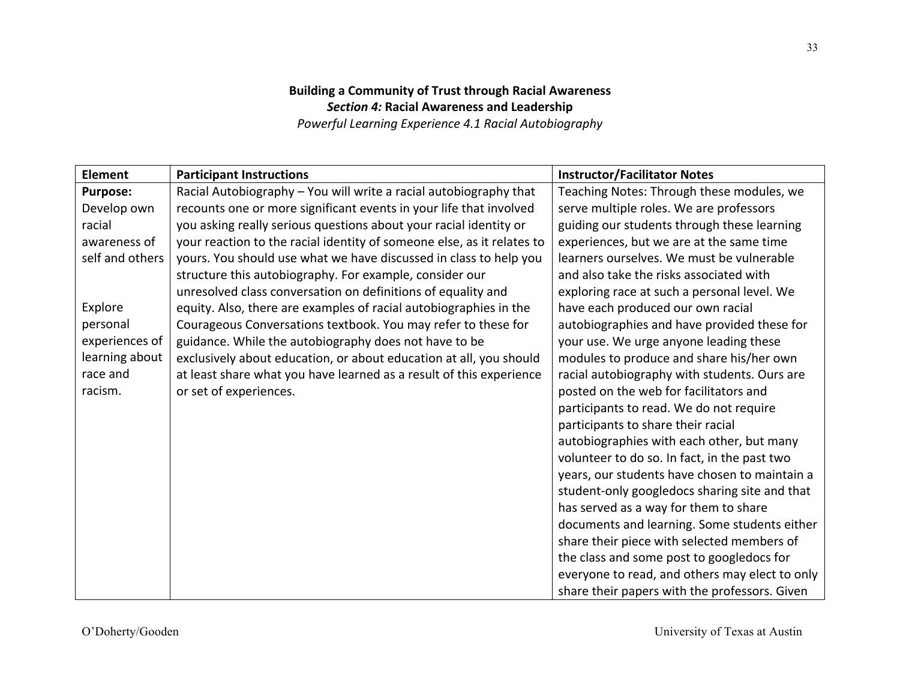**Building a Community of Trust through Racial Awareness**
***Section 4:* Racial Awareness and Leadership**
*Powerful Learning Experience 4.1 Racial Autobiography*

| Element | Participant Instructions | Instructor/Facilitator Notes |
|---|---|---|
| **Purpose:** Develop own racial awareness of self and others<br><br>Explore personal experiences of learning about race and racism. | Racial Autobiography – You will write a racial autobiography that recounts one or more significant events in your life that involved you asking really serious questions about your racial identity or your reaction to the racial identity of someone else, as it relates to yours. You should use what we have discussed in class to help you structure this autobiography. For example, consider our unresolved class conversation on definitions of equality and equity. Also, there are examples of racial autobiographies in the Courageous Conversations textbook. You may refer to these for guidance. While the autobiography does not have to be exclusively about education, or about education at all, you should at least share what you have learned as a result of this experience or set of experiences. | Teaching Notes: Through these modules, we serve multiple roles. We are professors guiding our students through these learning experiences, but we are at the same time learners ourselves. We must be vulnerable and also take the risks associated with exploring race at such a personal level. We have each produced our own racial autobiographies and have provided these for your use. We urge anyone leading these modules to produce and share his/her own racial autobiography with students. Ours are posted on the web for facilitators and participants to read. We do not require participants to share their racial autobiographies with each other, but many volunteer to do so. In fact, in the past two years, our students have chosen to maintain a student-only googledocs sharing site and that has served as a way for them to share documents and learning. Some students either share their piece with selected members of the class and some post to googledocs for everyone to read, and others may elect to only share their papers with the professors. Given |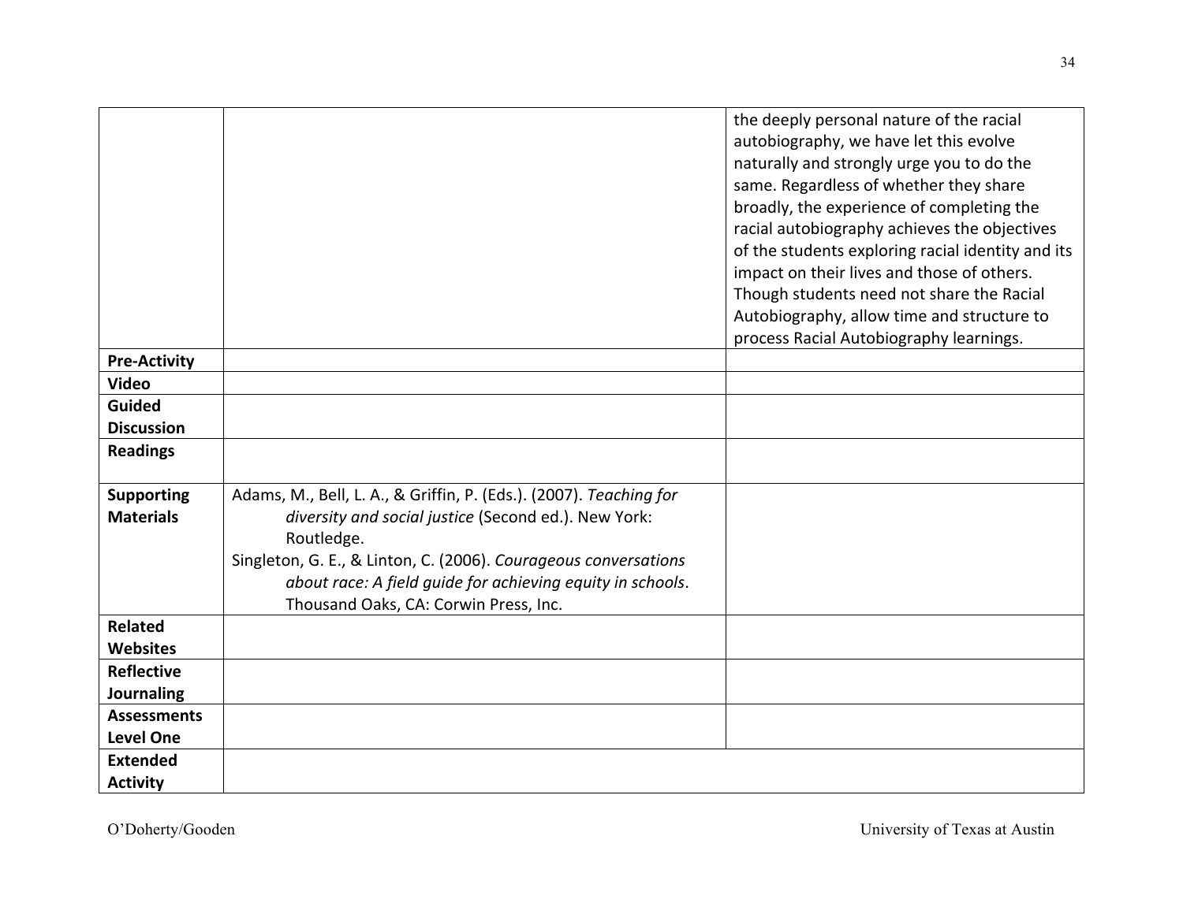| | | |
|---|---|---|
| | | the deeply personal nature of the racial autobiography, we have let this evolve naturally and strongly urge you to do the same. Regardless of whether they share broadly, the experience of completing the racial autobiography achieves the objectives of the students exploring racial identity and its impact on their lives and those of others. Though students need not share the Racial Autobiography, allow time and structure to process Racial Autobiography learnings. |
| **Pre-Activity** | | |
| **Video** | | |
| **Guided Discussion** | | |
| **Readings** | | |
| **Supporting Materials** | Adams, M., Bell, L. A., & Griffin, P. (Eds.). (2007). *Teaching for diversity and social justice* (Second ed.). New York: Routledge.<br>Singleton, G. E., & Linton, C. (2006). *Courageous conversations about race: A field guide for achieving equity in schools*. Thousand Oaks, CA: Corwin Press, Inc. | |
| **Related Websites** | | |
| **Reflective Journaling** | | |
| **Assessments Level One** | | |
| **Extended Activity** | | |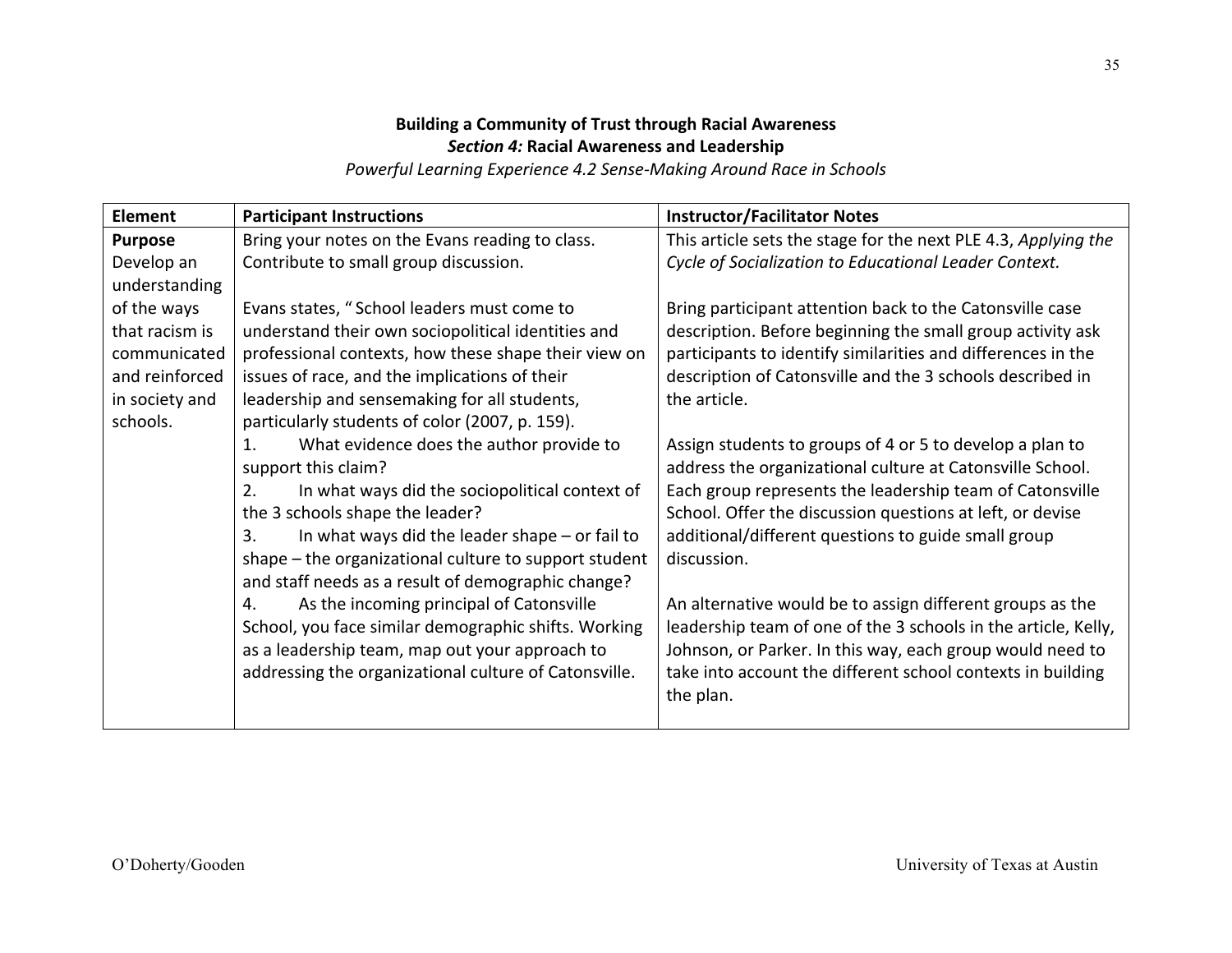**Building a Community of Trust through Racial Awareness**
***Section 4:* Racial Awareness and Leadership**
*Powerful Learning Experience 4.2 Sense-Making Around Race in Schools*

| Element | Participant Instructions | Instructor/Facilitator Notes |
|---|---|---|
| **Purpose** Develop an understanding of the ways that racism is communicated and reinforced in society and schools. | Bring your notes on the Evans reading to class. Contribute to small group discussion.<br><br>Evans states, " School leaders must come to understand their own sociopolitical identities and professional contexts, how these shape their view on issues of race, and the implications of their leadership and sensemaking for all students, particularly students of color (2007, p. 159).<br>1. What evidence does the author provide to support this claim?<br>2. In what ways did the sociopolitical context of the 3 schools shape the leader?<br>3. In what ways did the leader shape – or fail to shape – the organizational culture to support student and staff needs as a result of demographic change?<br>4. As the incoming principal of Catonsville School, you face similar demographic shifts. Working as a leadership team, map out your approach to addressing the organizational culture of Catonsville. | This article sets the stage for the next PLE 4.3, *Applying the Cycle of Socialization to Educational Leader Context.*<br><br>Bring participant attention back to the Catonsville case description. Before beginning the small group activity ask participants to identify similarities and differences in the description of Catonsville and the 3 schools described in the article.<br><br>Assign students to groups of 4 or 5 to develop a plan to address the organizational culture at Catonsville School. Each group represents the leadership team of Catonsville School. Offer the discussion questions at left, or devise additional/different questions to guide small group discussion.<br><br>An alternative would be to assign different groups as the leadership team of one of the 3 schools in the article, Kelly, Johnson, or Parker. In this way, each group would need to take into account the different school contexts in building the plan. |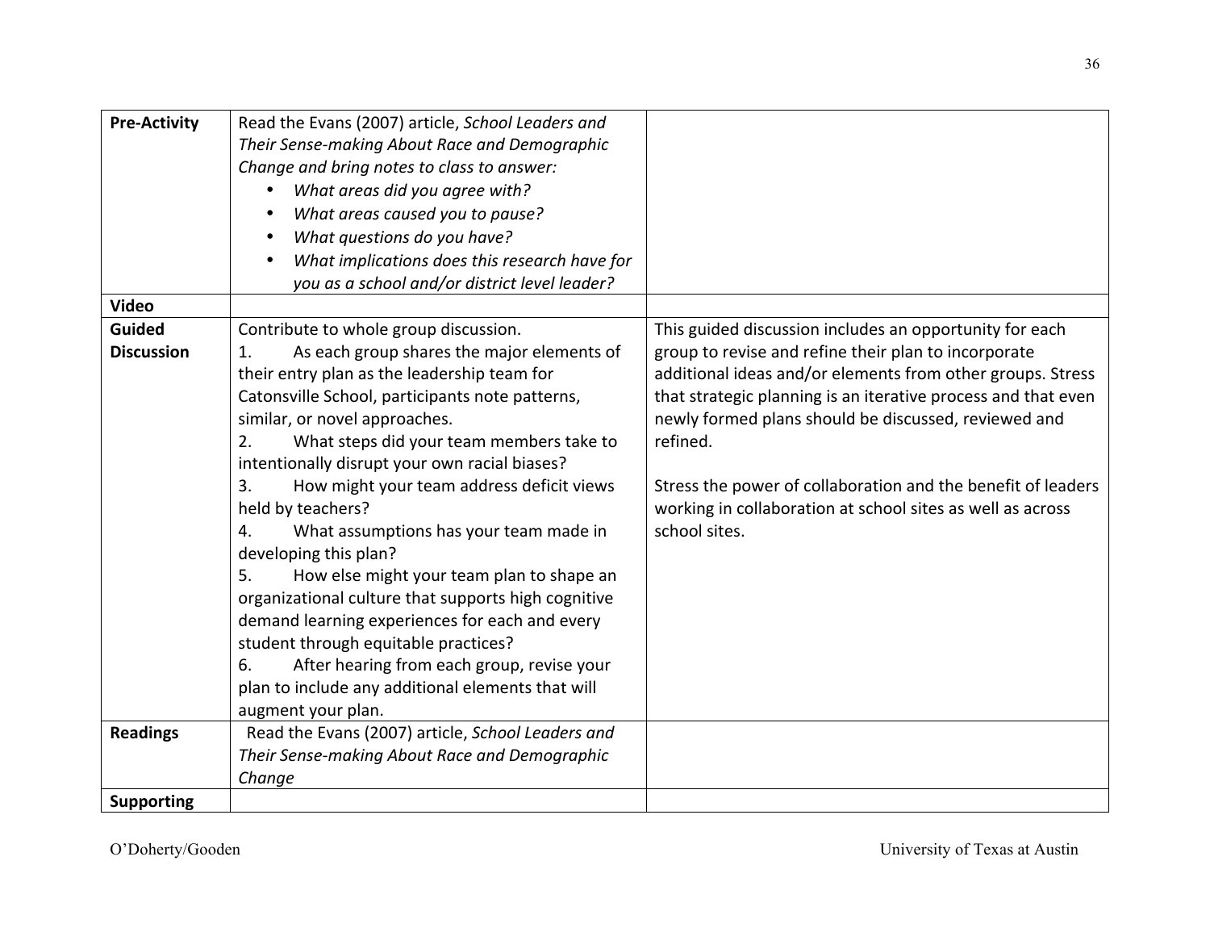| **Pre-Activity** | Read the Evans (2007) article, *School Leaders and Their Sense-making About Race and Demographic Change and bring notes to class to answer:*<br>• *What areas did you agree with?*<br>• *What areas caused you to pause?*<br>• *What questions do you have?*<br>• *What implications does this research have for you as a school and/or district level leader?* | |
|---|---|---|
| **Video** | | |
| **Guided Discussion** | Contribute to whole group discussion.<br>1. As each group shares the major elements of their entry plan as the leadership team for Catonsville School, participants note patterns, similar, or novel approaches.<br>2. What steps did your team members take to intentionally disrupt your own racial biases?<br>3. How might your team address deficit views held by teachers?<br>4. What assumptions has your team made in developing this plan?<br>5. How else might your team plan to shape an organizational culture that supports high cognitive demand learning experiences for each and every student through equitable practices?<br>6. After hearing from each group, revise your plan to include any additional elements that will augment your plan. | This guided discussion includes an opportunity for each group to revise and refine their plan to incorporate additional ideas and/or elements from other groups. Stress that strategic planning is an iterative process and that even newly formed plans should be discussed, reviewed and refined.<br><br>Stress the power of collaboration and the benefit of leaders working in collaboration at school sites as well as across school sites. |
| **Readings** | Read the Evans (2007) article, *School Leaders and Their Sense-making About Race and Demographic Change* | |
| **Supporting** | | |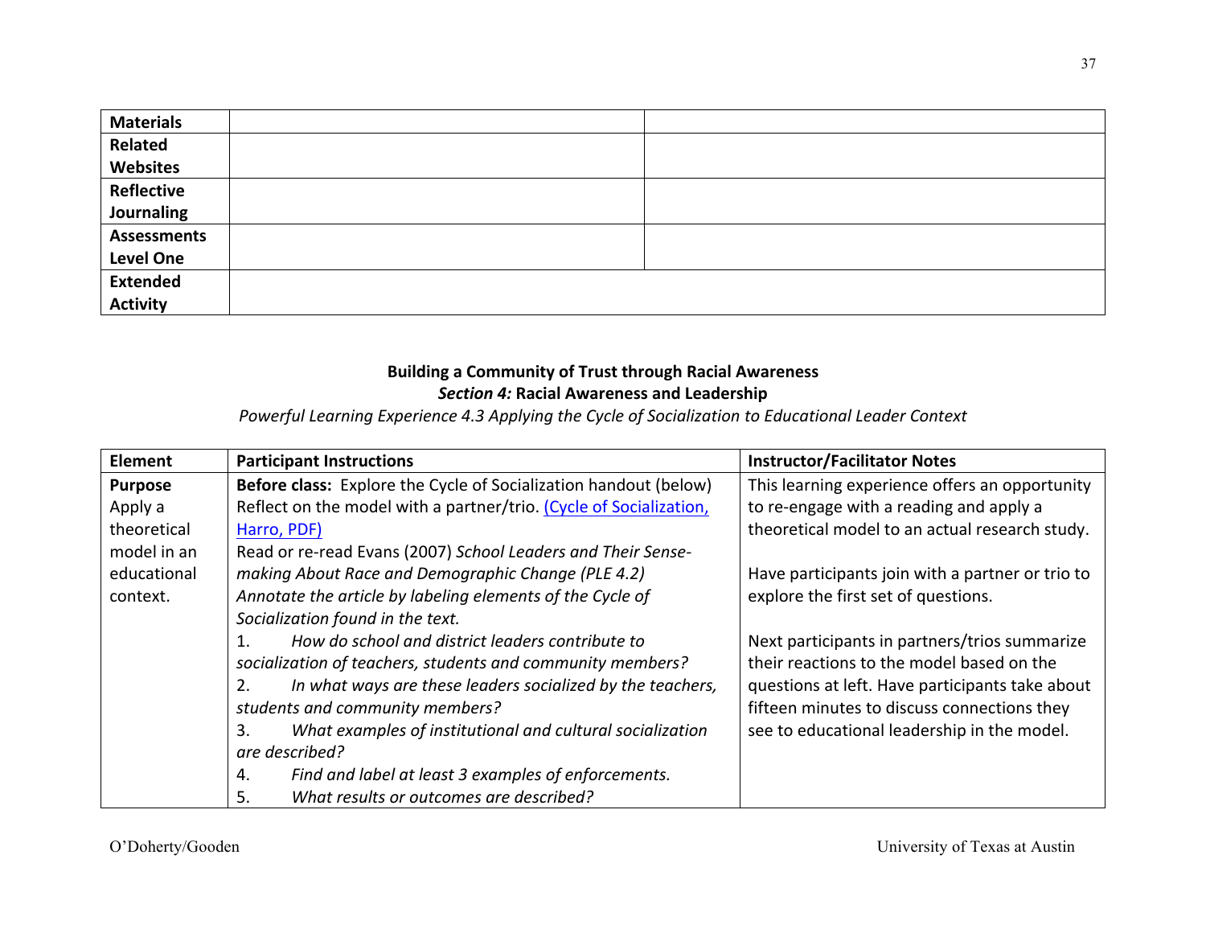| Materials | | |
|---|---|---|
| Related Websites | | |
| Reflective Journaling | | |
| Assessments Level One | | |
| Extended Activity | | |

**Building a Community of Trust through Racial Awareness**

***Section 4:* Racial Awareness and Leadership**

*Powerful Learning Experience 4.3 Applying the Cycle of Socialization to Educational Leader Context*

| Element | Participant Instructions | Instructor/Facilitator Notes |
|---|---|---|
| **Purpose** Apply a theoretical model in an educational context. | **Before class:** Explore the Cycle of Socialization handout (below) Reflect on the model with a partner/trio. [(Cycle of Socialization, Harro, PDF)]() Read or re-read Evans (2007) *School Leaders and Their Sense-making About Race and Demographic Change (PLE 4.2)* *Annotate the article by labeling elements of the Cycle of Socialization found in the text.* 1. *How do school and district leaders contribute to socialization of teachers, students and community members?* 2. *In what ways are these leaders socialized by the teachers, students and community members?* 3. *What examples of institutional and cultural socialization are described?* 4. *Find and label at least 3 examples of enforcements.* 5. *What results or outcomes are described?* | This learning experience offers an opportunity to re-engage with a reading and apply a theoretical model to an actual research study. Have participants join with a partner or trio to explore the first set of questions. Next participants in partners/trios summarize their reactions to the model based on the questions at left. Have participants take about fifteen minutes to discuss connections they see to educational leadership in the model. |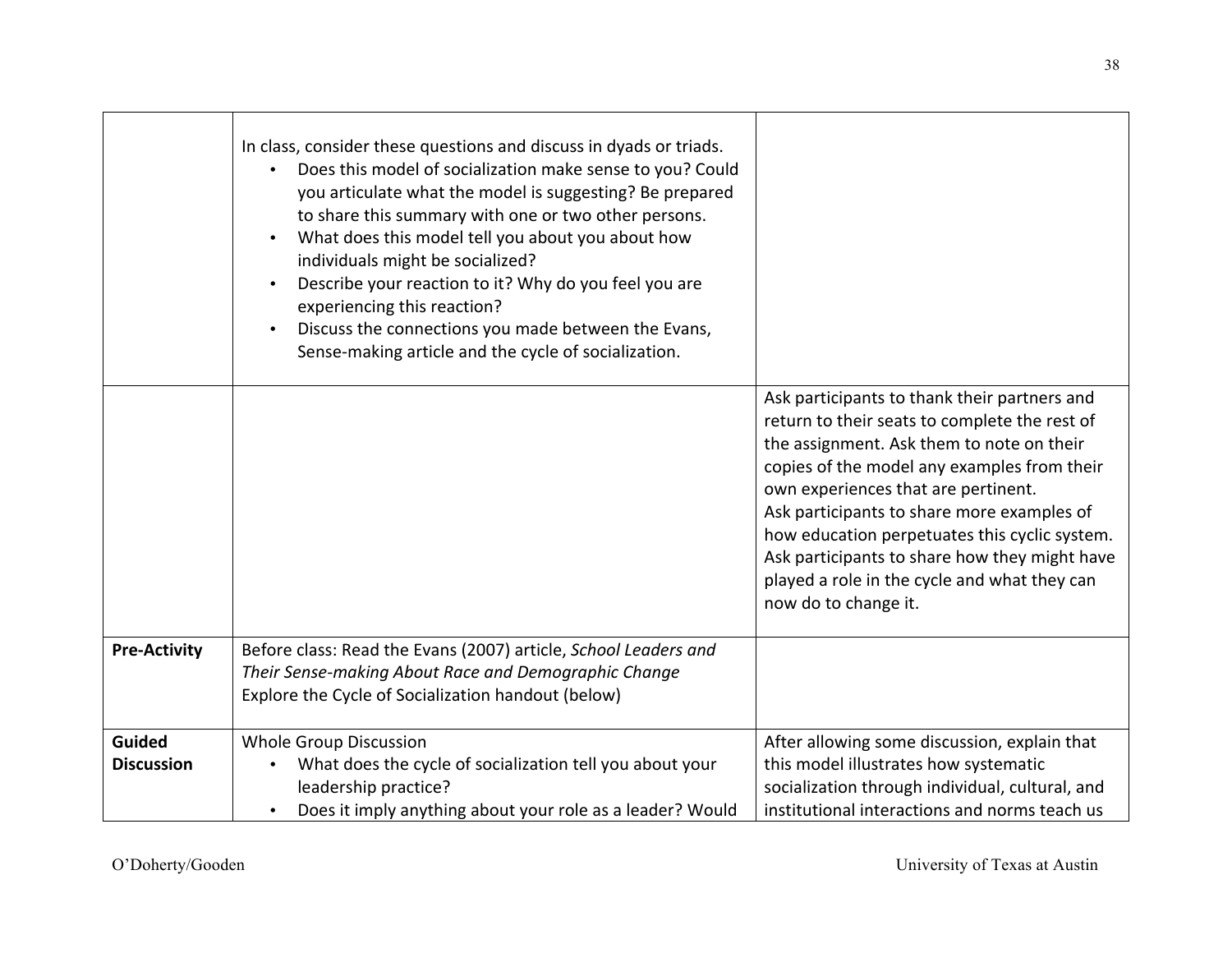|  |  |  |
|---|---|---|
|  | In class, consider these questions and discuss in dyads or triads.<br>• Does this model of socialization make sense to you? Could you articulate what the model is suggesting? Be prepared to share this summary with one or two other persons.<br>• What does this model tell you about you about how individuals might be socialized?<br>• Describe your reaction to it? Why do you feel you are experiencing this reaction?<br>• Discuss the connections you made between the Evans, Sense-making article and the cycle of socialization. |  |
|  |  | Ask participants to thank their partners and return to their seats to complete the rest of the assignment. Ask them to note on their copies of the model any examples from their own experiences that are pertinent.<br>Ask participants to share more examples of how education perpetuates this cyclic system.<br>Ask participants to share how they might have played a role in the cycle and what they can now do to change it. |
| **Pre-Activity** | Before class: Read the Evans (2007) article, *School Leaders and Their Sense-making About Race and Demographic Change*<br>Explore the Cycle of Socialization handout (below) |  |
| **Guided Discussion** | Whole Group Discussion<br>• What does the cycle of socialization tell you about your leadership practice?<br>• Does it imply anything about your role as a leader? Would | After allowing some discussion, explain that this model illustrates how systematic socialization through individual, cultural, and institutional interactions and norms teach us |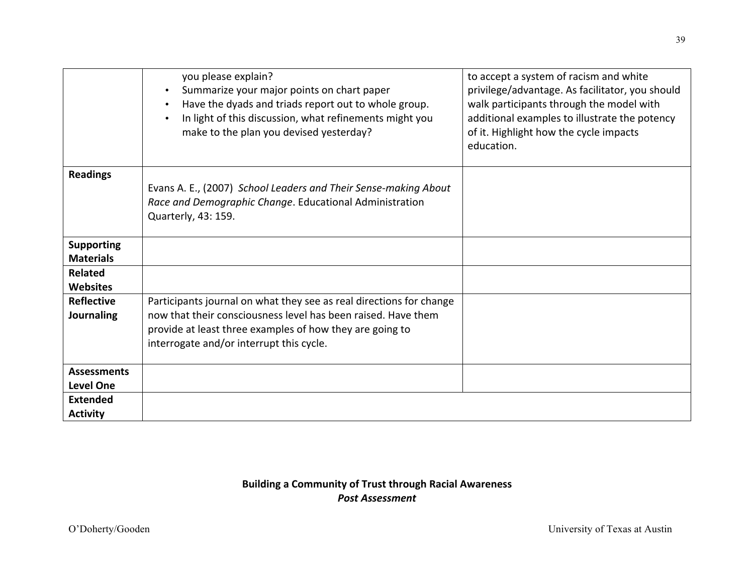| | | |
|---|---|---|
| | you please explain?<br>• Summarize your major points on chart paper<br>• Have the dyads and triads report out to whole group.<br>• In light of this discussion, what refinements might you make to the plan you devised yesterday? | to accept a system of racism and white privilege/advantage. As facilitator, you should walk participants through the model with additional examples to illustrate the potency of it. Highlight how the cycle impacts education. |
| **Readings** | Evans A. E., (2007) *School Leaders and Their Sense-making About Race and Demographic Change*. Educational Administration Quarterly, 43: 159. | |
| **Supporting Materials** | | |
| **Related Websites** | | |
| **Reflective Journaling** | Participants journal on what they see as real directions for change now that their consciousness level has been raised. Have them provide at least three examples of how they are going to interrogate and/or interrupt this cycle. | |
| **Assessments Level One** | | |
| **Extended Activity** | | |

**Building a Community of Trust through Racial Awareness**
***Post Assessment***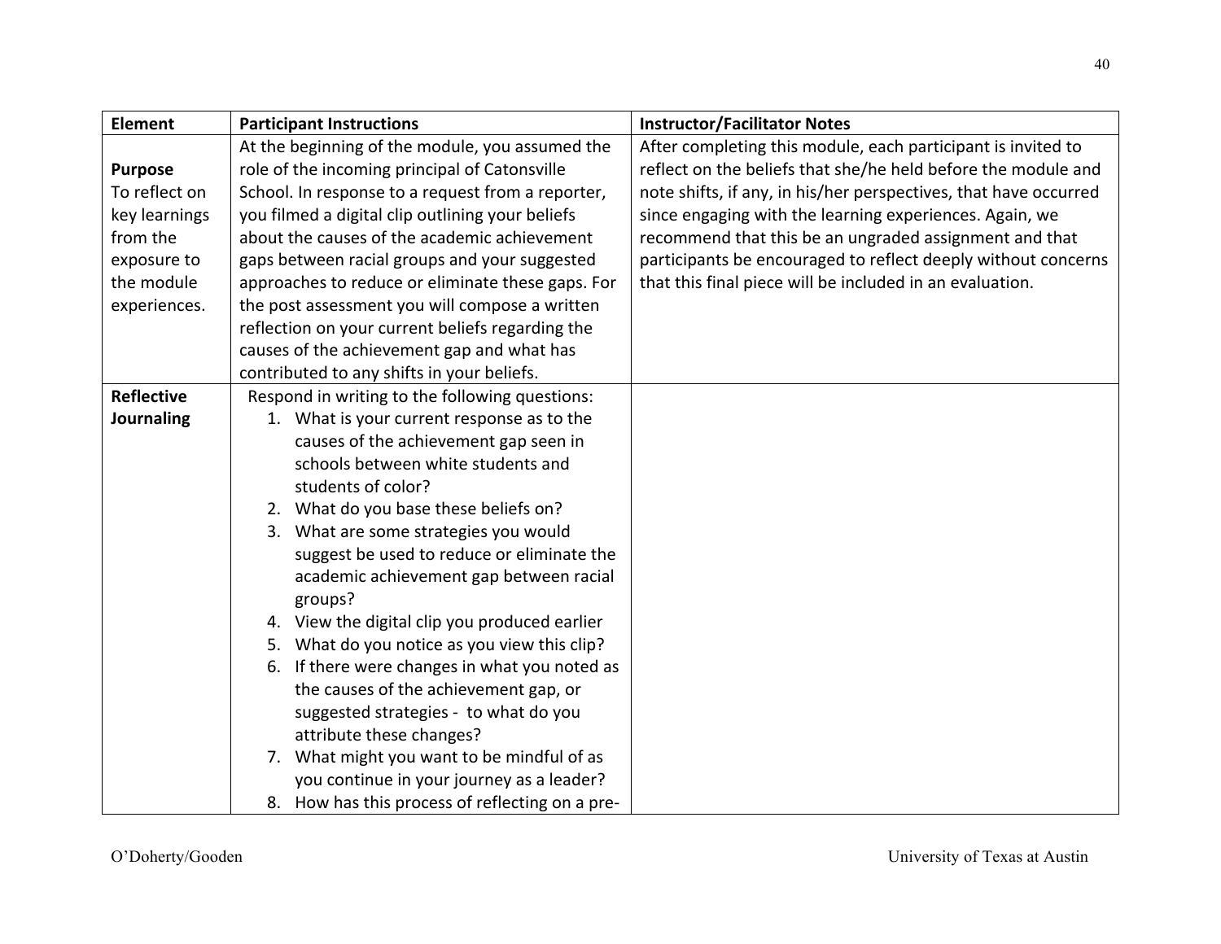| Element | Participant Instructions | Instructor/Facilitator Notes |
|---|---|---|
| **Purpose**<br>To reflect on key learnings from the exposure to the module experiences. | At the beginning of the module, you assumed the role of the incoming principal of Catonsville School. In response to a request from a reporter, you filmed a digital clip outlining your beliefs about the causes of the academic achievement gaps between racial groups and your suggested approaches to reduce or eliminate these gaps. For the post assessment you will compose a written reflection on your current beliefs regarding the causes of the achievement gap and what has contributed to any shifts in your beliefs. | After completing this module, each participant is invited to reflect on the beliefs that she/he held before the module and note shifts, if any, in his/her perspectives, that have occurred since engaging with the learning experiences. Again, we recommend that this be an ungraded assignment and that participants be encouraged to reflect deeply without concerns that this final piece will be included in an evaluation. |
| **Reflective Journaling** | Respond in writing to the following questions:<br>1. What is your current response as to the causes of the achievement gap seen in schools between white students and students of color?<br>2. What do you base these beliefs on?<br>3. What are some strategies you would suggest be used to reduce or eliminate the academic achievement gap between racial groups?<br>4. View the digital clip you produced earlier<br>5. What do you notice as you view this clip?<br>6. If there were changes in what you noted as the causes of the achievement gap, or suggested strategies - to what do you attribute these changes?<br>7. What might you want to be mindful of as you continue in your journey as a leader?<br>8. How has this process of reflecting on a pre- | |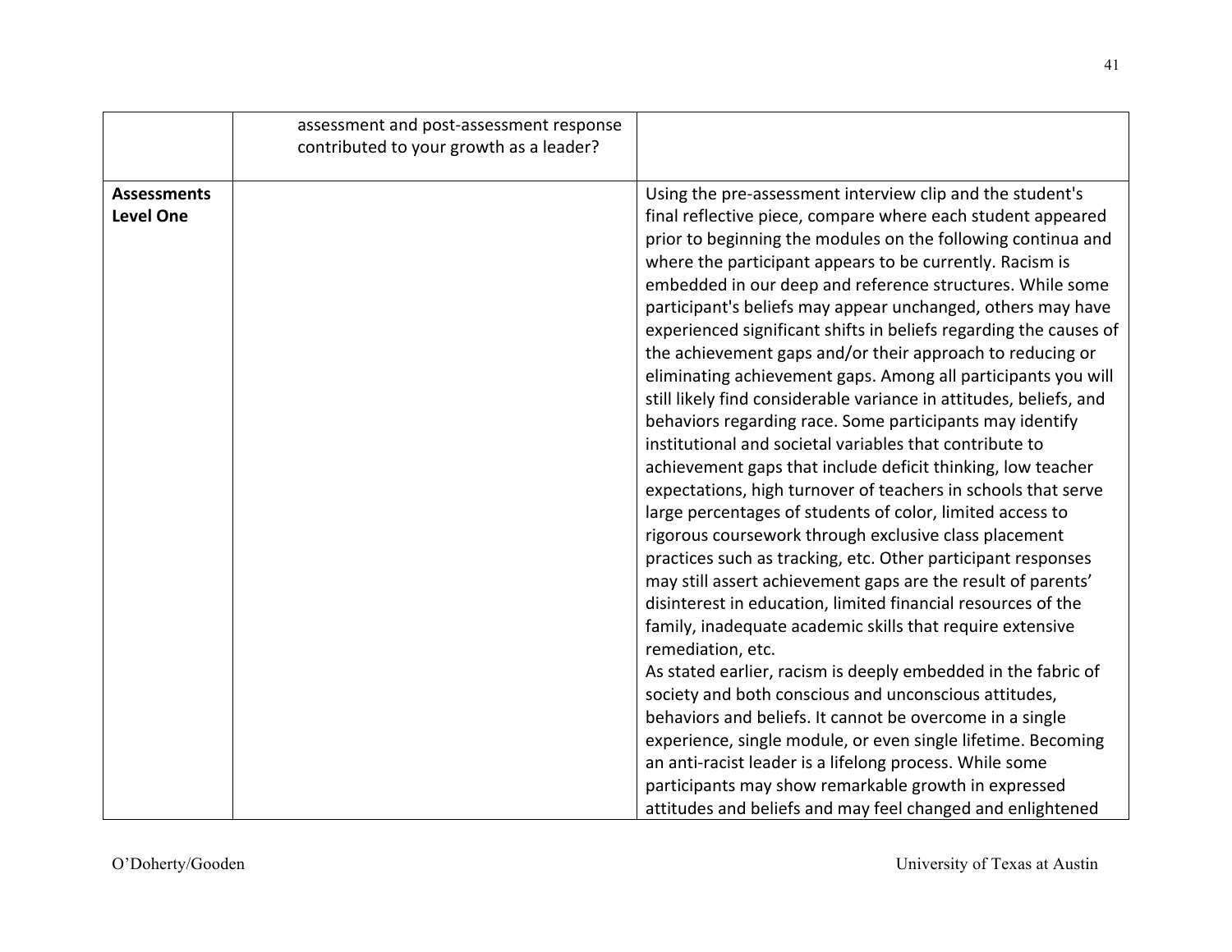| | | |
|---|---|---|
| | assessment and post-assessment response contributed to your growth as a leader? | |
| **Assessments Level One** | | Using the pre-assessment interview clip and the student's final reflective piece, compare where each student appeared prior to beginning the modules on the following continua and where the participant appears to be currently. Racism is embedded in our deep and reference structures. While some participant's beliefs may appear unchanged, others may have experienced significant shifts in beliefs regarding the causes of the achievement gaps and/or their approach to reducing or eliminating achievement gaps. Among all participants you will still likely find considerable variance in attitudes, beliefs, and behaviors regarding race. Some participants may identify institutional and societal variables that contribute to achievement gaps that include deficit thinking, low teacher expectations, high turnover of teachers in schools that serve large percentages of students of color, limited access to rigorous coursework through exclusive class placement practices such as tracking, etc. Other participant responses may still assert achievement gaps are the result of parents' disinterest in education, limited financial resources of the family, inadequate academic skills that require extensive remediation, etc.<br>As stated earlier, racism is deeply embedded in the fabric of society and both conscious and unconscious attitudes, behaviors and beliefs. It cannot be overcome in a single experience, single module, or even single lifetime. Becoming an anti-racist leader is a lifelong process. While some participants may show remarkable growth in expressed attitudes and beliefs and may feel changed and enlightened |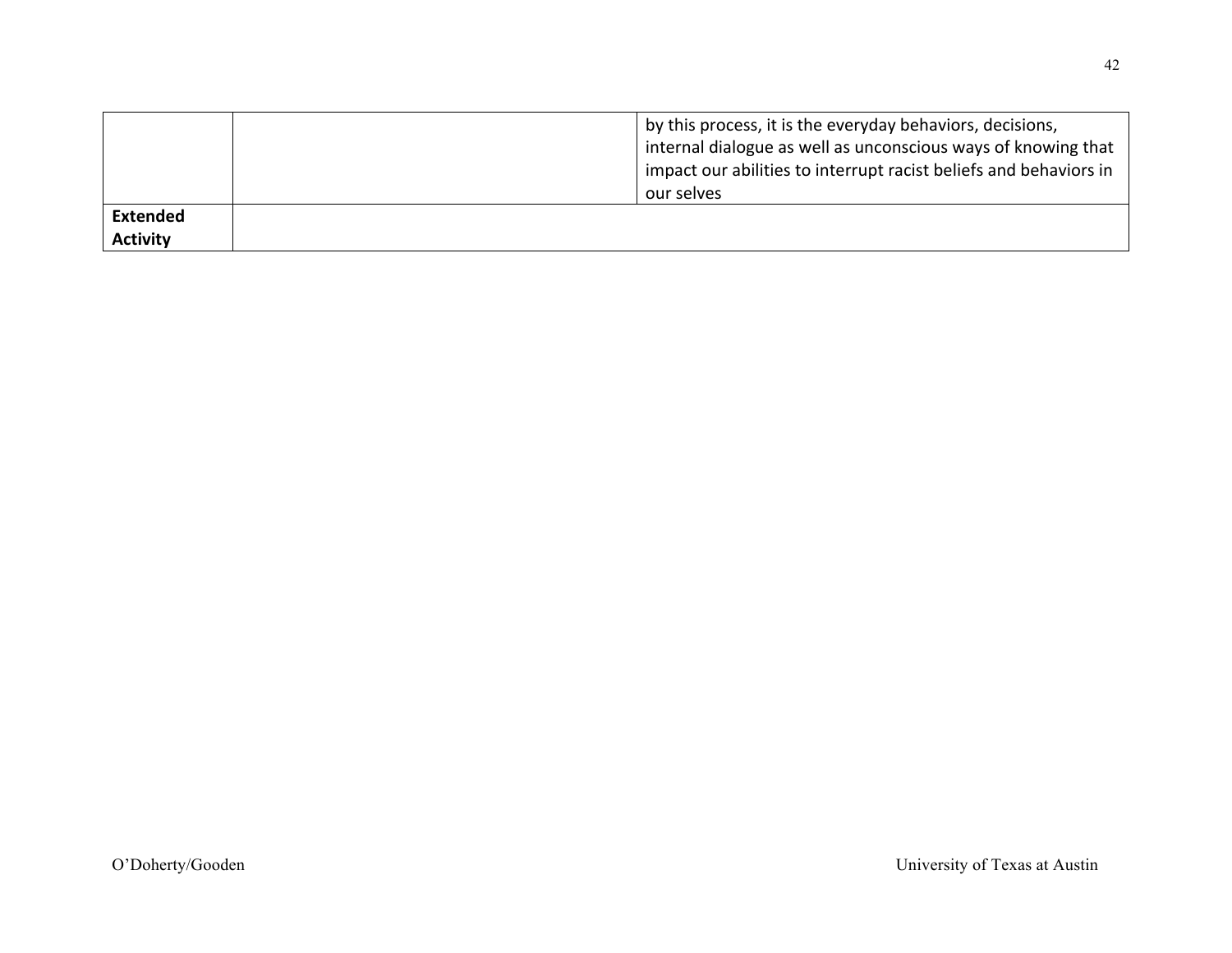| | | |
|---|---|---|
| | | by this process, it is the everyday behaviors, decisions, internal dialogue as well as unconscious ways of knowing that impact our abilities to interrupt racist beliefs and behaviors in our selves |
| **Extended Activity** | | |